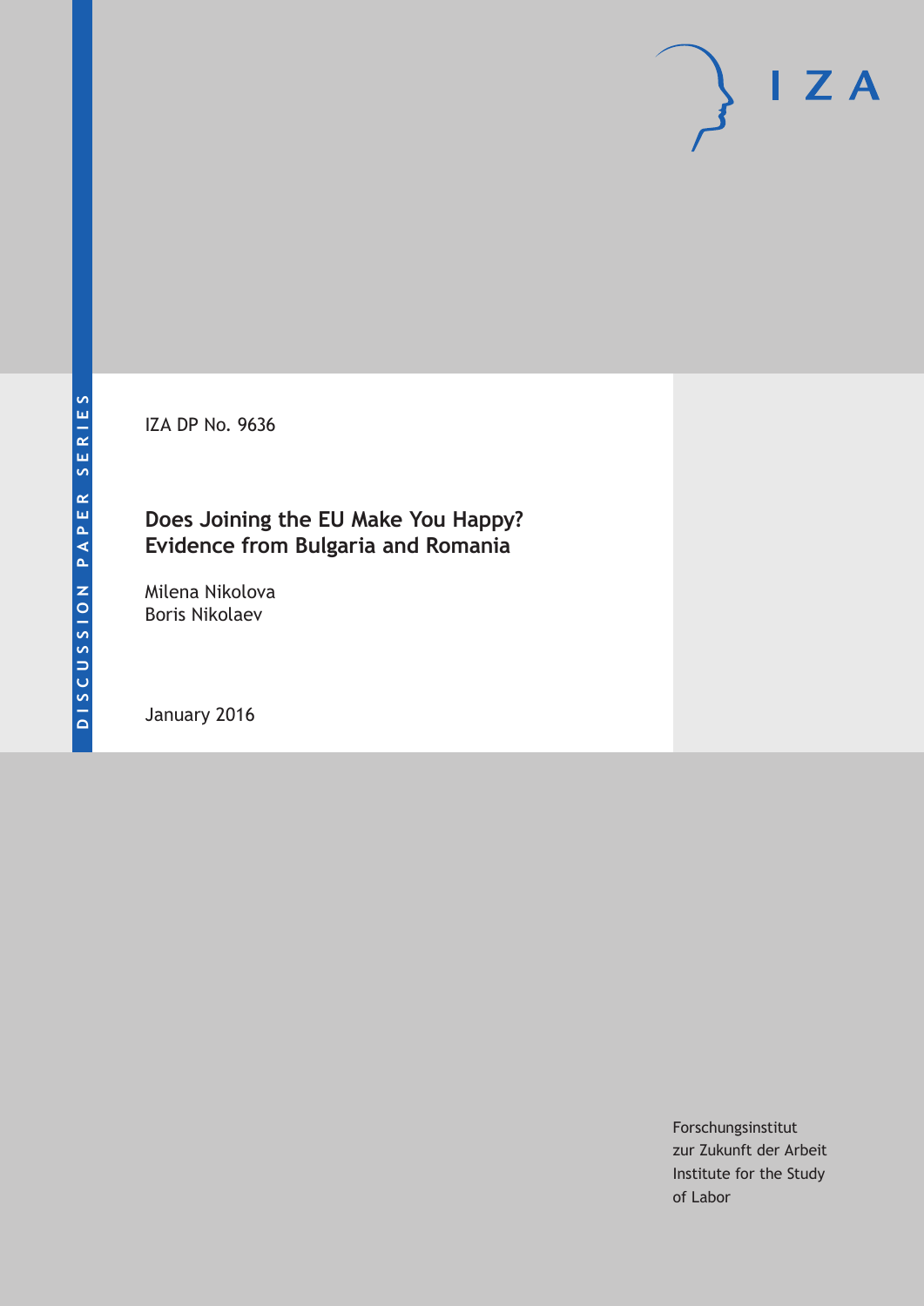DISCUSSION PAPER SERIES

IZA DP No. 9636

# Does Joining the EU Make You Happy? Evidence from Bulgaria and Romania

Milena Nikolova
Boris Nikolaev

January 2016

Forschungsinstitut
zur Zukunft der Arbeit
Institute for the Study
of Labor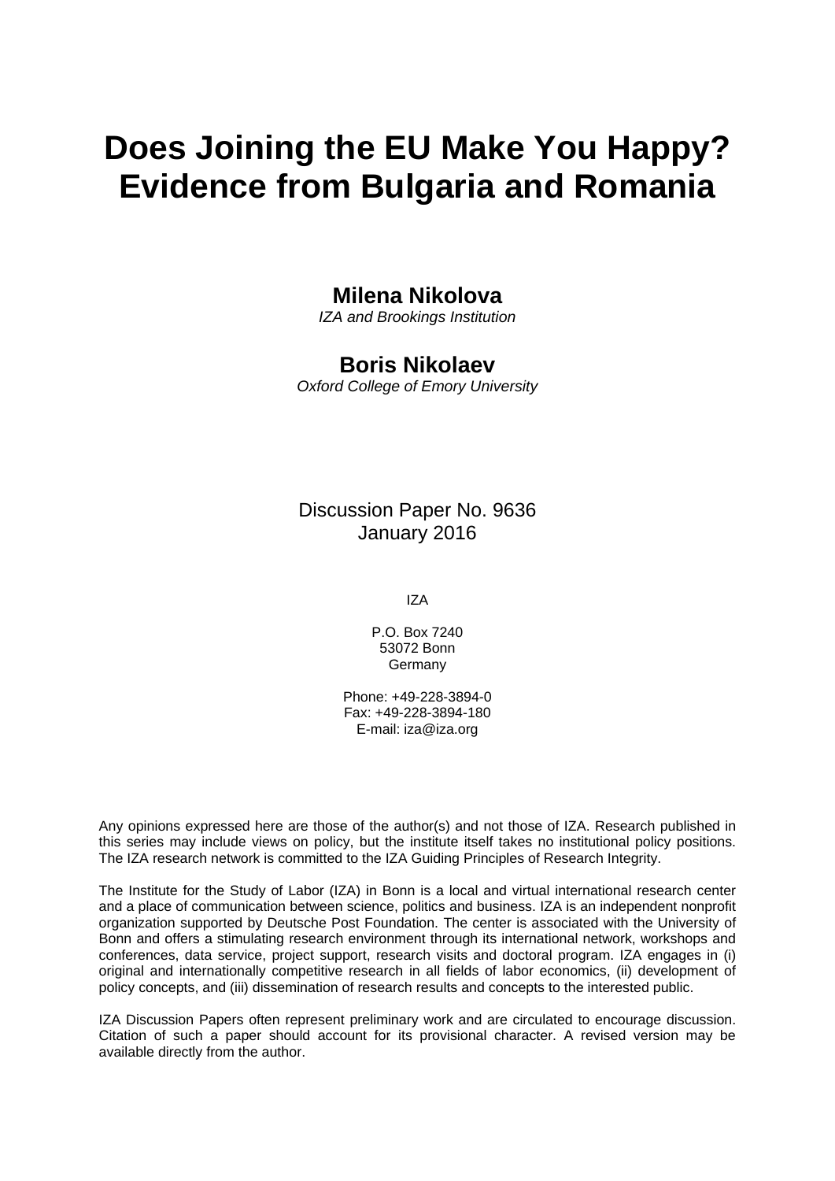# Does Joining the EU Make You Happy? Evidence from Bulgaria and Romania

**Milena Nikolova**
*IZA and Brookings Institution*

**Boris Nikolaev**
*Oxford College of Emory University*

Discussion Paper No. 9636
January 2016

IZA

P.O. Box 7240
53072 Bonn
Germany

Phone: +49-228-3894-0
Fax: +49-228-3894-180
E-mail: iza@iza.org

Any opinions expressed here are those of the author(s) and not those of IZA. Research published in this series may include views on policy, but the institute itself takes no institutional policy positions. The IZA research network is committed to the IZA Guiding Principles of Research Integrity.

The Institute for the Study of Labor (IZA) in Bonn is a local and virtual international research center and a place of communication between science, politics and business. IZA is an independent nonprofit organization supported by Deutsche Post Foundation. The center is associated with the University of Bonn and offers a stimulating research environment through its international network, workshops and conferences, data service, project support, research visits and doctoral program. IZA engages in (i) original and internationally competitive research in all fields of labor economics, (ii) development of policy concepts, and (iii) dissemination of research results and concepts to the interested public.

IZA Discussion Papers often represent preliminary work and are circulated to encourage discussion. Citation of such a paper should account for its provisional character. A revised version may be available directly from the author.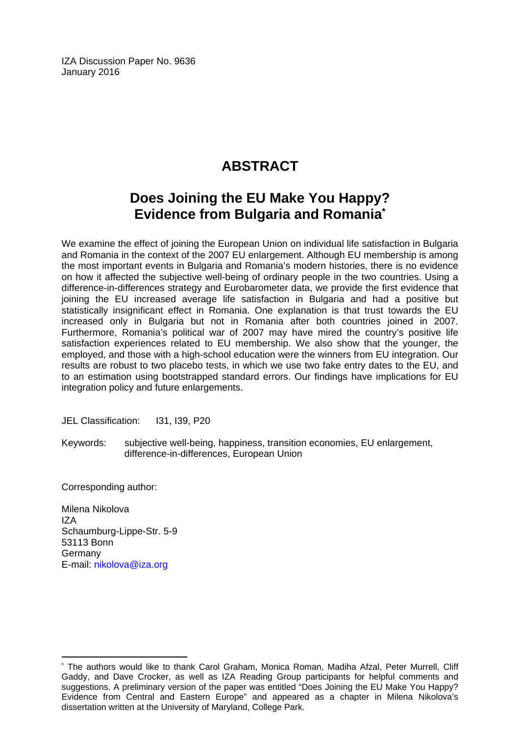IZA Discussion Paper No. 9636
January 2016

# ABSTRACT

## Does Joining the EU Make You Happy? Evidence from Bulgaria and Romania*

We examine the effect of joining the European Union on individual life satisfaction in Bulgaria and Romania in the context of the 2007 EU enlargement. Although EU membership is among the most important events in Bulgaria and Romania's modern histories, there is no evidence on how it affected the subjective well-being of ordinary people in the two countries. Using a difference-in-differences strategy and Eurobarometer data, we provide the first evidence that joining the EU increased average life satisfaction in Bulgaria and had a positive but statistically insignificant effect in Romania. One explanation is that trust towards the EU increased only in Bulgaria but not in Romania after both countries joined in 2007. Furthermore, Romania's political war of 2007 may have mired the country's positive life satisfaction experiences related to EU membership. We also show that the younger, the employed, and those with a high-school education were the winners from EU integration. Our results are robust to two placebo tests, in which we use two fake entry dates to the EU, and to an estimation using bootstrapped standard errors. Our findings have implications for EU integration policy and future enlargements.

JEL Classification: I31, I39, P20

Keywords: subjective well-being, happiness, transition economies, EU enlargement, difference-in-differences, European Union

Corresponding author:

Milena Nikolova
IZA
Schaumburg-Lippe-Str. 5-9
53113 Bonn
Germany
E-mail: nikolova@iza.org

* The authors would like to thank Carol Graham, Monica Roman, Madiha Afzal, Peter Murrell, Cliff Gaddy, and Dave Crocker, as well as IZA Reading Group participants for helpful comments and suggestions. A preliminary version of the paper was entitled "Does Joining the EU Make You Happy? Evidence from Central and Eastern Europe" and appeared as a chapter in Milena Nikolova's dissertation written at the University of Maryland, College Park.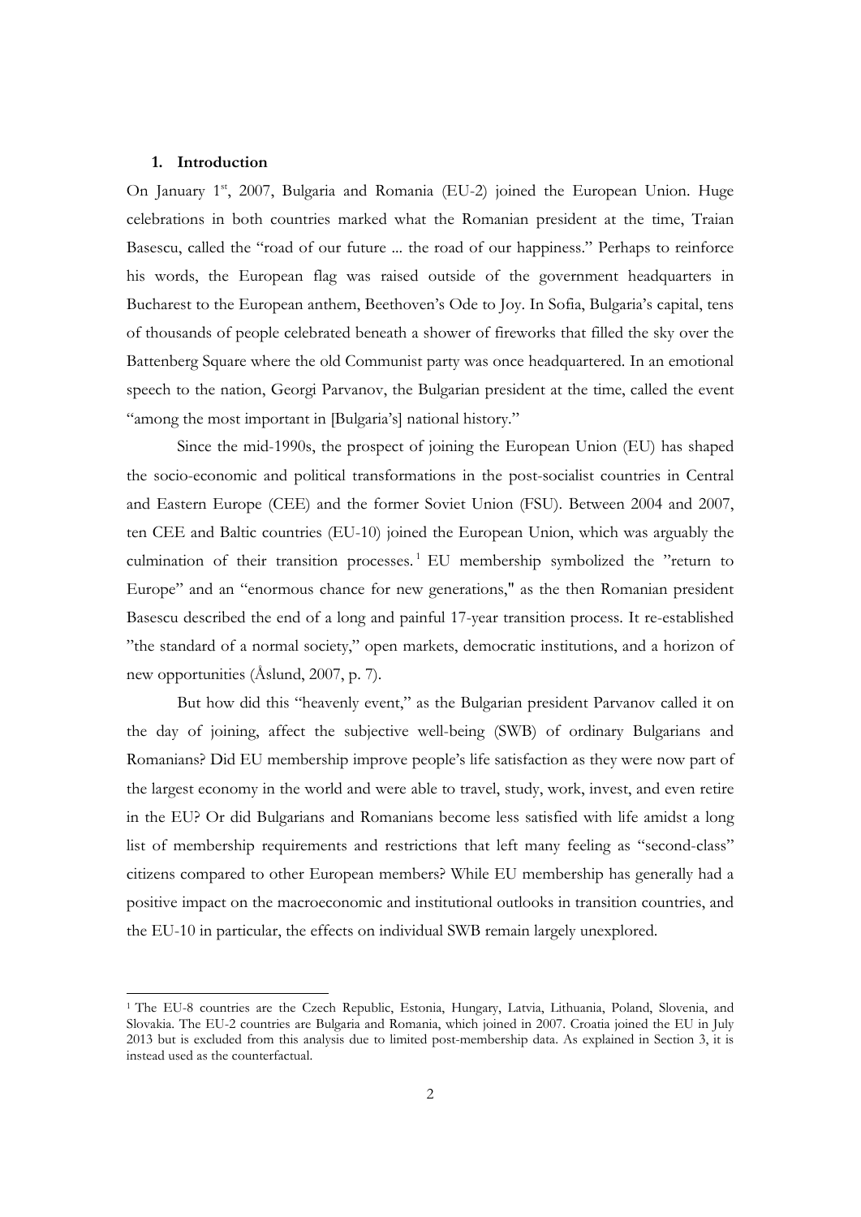## 1. Introduction

On January 1st, 2007, Bulgaria and Romania (EU-2) joined the European Union. Huge celebrations in both countries marked what the Romanian president at the time, Traian Basescu, called the "road of our future ... the road of our happiness." Perhaps to reinforce his words, the European flag was raised outside of the government headquarters in Bucharest to the European anthem, Beethoven's Ode to Joy. In Sofia, Bulgaria's capital, tens of thousands of people celebrated beneath a shower of fireworks that filled the sky over the Battenberg Square where the old Communist party was once headquartered. In an emotional speech to the nation, Georgi Parvanov, the Bulgarian president at the time, called the event "among the most important in [Bulgaria's] national history."

Since the mid-1990s, the prospect of joining the European Union (EU) has shaped the socio-economic and political transformations in the post-socialist countries in Central and Eastern Europe (CEE) and the former Soviet Union (FSU). Between 2004 and 2007, ten CEE and Baltic countries (EU-10) joined the European Union, which was arguably the culmination of their transition processes.[1] EU membership symbolized the "return to Europe" and an "enormous chance for new generations," as the then Romanian president Basescu described the end of a long and painful 17-year transition process. It re-established "the standard of a normal society," open markets, democratic institutions, and a horizon of new opportunities (Åslund, 2007, p. 7).

But how did this "heavenly event," as the Bulgarian president Parvanov called it on the day of joining, affect the subjective well-being (SWB) of ordinary Bulgarians and Romanians? Did EU membership improve people's life satisfaction as they were now part of the largest economy in the world and were able to travel, study, work, invest, and even retire in the EU? Or did Bulgarians and Romanians become less satisfied with life amidst a long list of membership requirements and restrictions that left many feeling as "second-class" citizens compared to other European members? While EU membership has generally had a positive impact on the macroeconomic and institutional outlooks in transition countries, and the EU-10 in particular, the effects on individual SWB remain largely unexplored.

[1] The EU-8 countries are the Czech Republic, Estonia, Hungary, Latvia, Lithuania, Poland, Slovenia, and Slovakia. The EU-2 countries are Bulgaria and Romania, which joined in 2007. Croatia joined the EU in July 2013 but is excluded from this analysis due to limited post-membership data. As explained in Section 3, it is instead used as the counterfactual.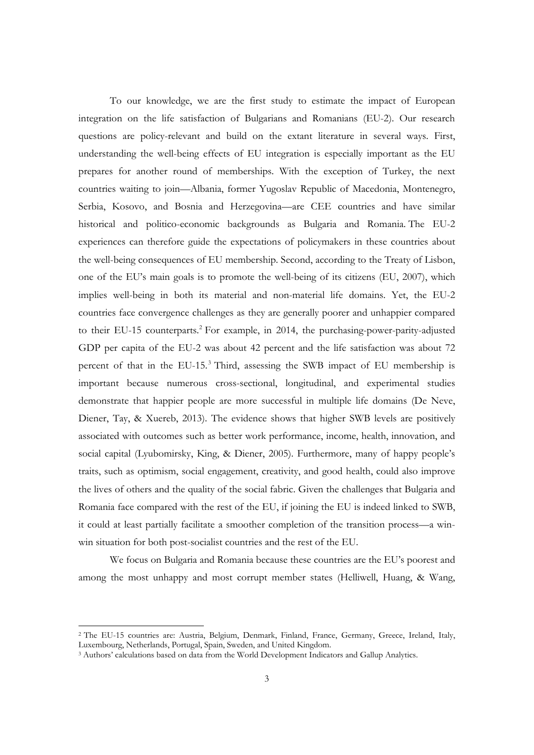To our knowledge, we are the first study to estimate the impact of European integration on the life satisfaction of Bulgarians and Romanians (EU-2). Our research questions are policy-relevant and build on the extant literature in several ways. First, understanding the well-being effects of EU integration is especially important as the EU prepares for another round of memberships. With the exception of Turkey, the next countries waiting to join—Albania, former Yugoslav Republic of Macedonia, Montenegro, Serbia, Kosovo, and Bosnia and Herzegovina—are CEE countries and have similar historical and politico-economic backgrounds as Bulgaria and Romania. The EU-2 experiences can therefore guide the expectations of policymakers in these countries about the well-being consequences of EU membership. Second, according to the Treaty of Lisbon, one of the EU's main goals is to promote the well-being of its citizens (EU, 2007), which implies well-being in both its material and non-material life domains. Yet, the EU-2 countries face convergence challenges as they are generally poorer and unhappier compared to their EU-15 counterparts.[2] For example, in 2014, the purchasing-power-parity-adjusted GDP per capita of the EU-2 was about 42 percent and the life satisfaction was about 72 percent of that in the EU-15.[3] Third, assessing the SWB impact of EU membership is important because numerous cross-sectional, longitudinal, and experimental studies demonstrate that happier people are more successful in multiple life domains (De Neve, Diener, Tay, & Xuereb, 2013). The evidence shows that higher SWB levels are positively associated with outcomes such as better work performance, income, health, innovation, and social capital (Lyubomirsky, King, & Diener, 2005). Furthermore, many of happy people's traits, such as optimism, social engagement, creativity, and good health, could also improve the lives of others and the quality of the social fabric. Given the challenges that Bulgaria and Romania face compared with the rest of the EU, if joining the EU is indeed linked to SWB, it could at least partially facilitate a smoother completion of the transition process—a win-win situation for both post-socialist countries and the rest of the EU.

We focus on Bulgaria and Romania because these countries are the EU's poorest and among the most unhappy and most corrupt member states (Helliwell, Huang, & Wang,

---

[2] The EU-15 countries are: Austria, Belgium, Denmark, Finland, France, Germany, Greece, Ireland, Italy, Luxembourg, Netherlands, Portugal, Spain, Sweden, and United Kingdom.

[3] Authors' calculations based on data from the World Development Indicators and Gallup Analytics.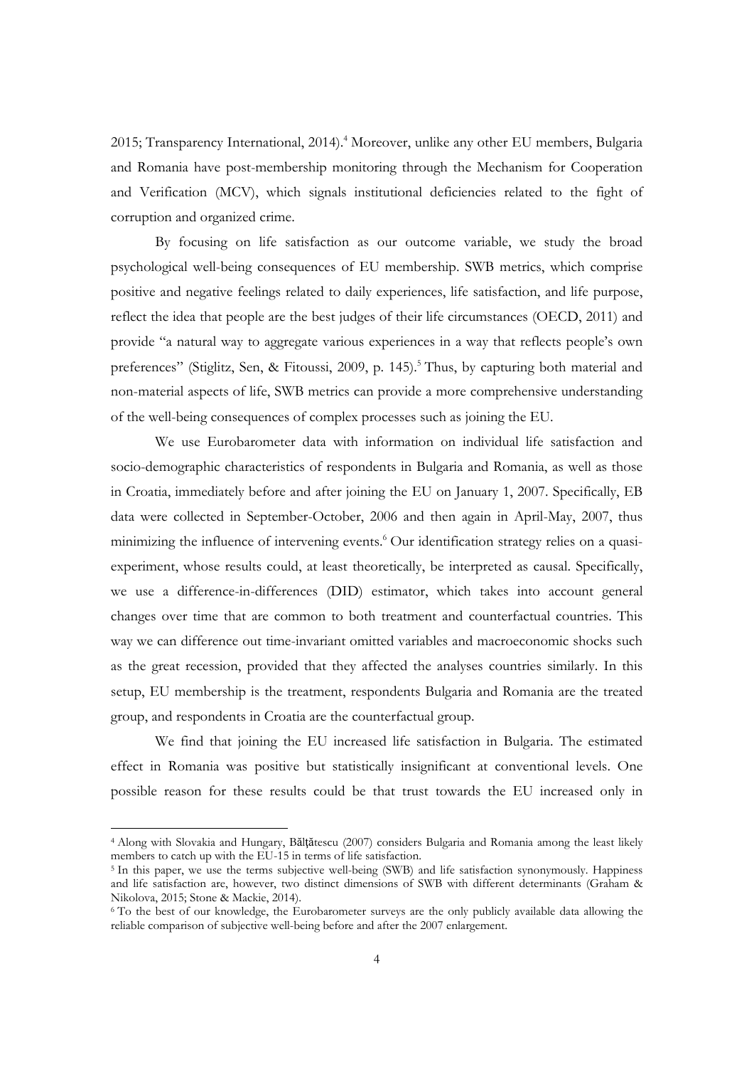2015; Transparency International, 2014).[4] Moreover, unlike any other EU members, Bulgaria and Romania have post-membership monitoring through the Mechanism for Cooperation and Verification (MCV), which signals institutional deficiencies related to the fight of corruption and organized crime.

By focusing on life satisfaction as our outcome variable, we study the broad psychological well-being consequences of EU membership. SWB metrics, which comprise positive and negative feelings related to daily experiences, life satisfaction, and life purpose, reflect the idea that people are the best judges of their life circumstances (OECD, 2011) and provide "a natural way to aggregate various experiences in a way that reflects people's own preferences" (Stiglitz, Sen, & Fitoussi, 2009, p. 145).[5] Thus, by capturing both material and non-material aspects of life, SWB metrics can provide a more comprehensive understanding of the well-being consequences of complex processes such as joining the EU.

We use Eurobarometer data with information on individual life satisfaction and socio-demographic characteristics of respondents in Bulgaria and Romania, as well as those in Croatia, immediately before and after joining the EU on January 1, 2007. Specifically, EB data were collected in September-October, 2006 and then again in April-May, 2007, thus minimizing the influence of intervening events.[6] Our identification strategy relies on a quasi-experiment, whose results could, at least theoretically, be interpreted as causal. Specifically, we use a difference-in-differences (DID) estimator, which takes into account general changes over time that are common to both treatment and counterfactual countries. This way we can difference out time-invariant omitted variables and macroeconomic shocks such as the great recession, provided that they affected the analyses countries similarly. In this setup, EU membership is the treatment, respondents Bulgaria and Romania are the treated group, and respondents in Croatia are the counterfactual group.

We find that joining the EU increased life satisfaction in Bulgaria. The estimated effect in Romania was positive but statistically insignificant at conventional levels. One possible reason for these results could be that trust towards the EU increased only in

---

[4] Along with Slovakia and Hungary, Bălțătescu (2007) considers Bulgaria and Romania among the least likely members to catch up with the EU-15 in terms of life satisfaction.

[5] In this paper, we use the terms subjective well-being (SWB) and life satisfaction synonymously. Happiness and life satisfaction are, however, two distinct dimensions of SWB with different determinants (Graham & Nikolova, 2015; Stone & Mackie, 2014).

[6] To the best of our knowledge, the Eurobarometer surveys are the only publicly available data allowing the reliable comparison of subjective well-being before and after the 2007 enlargement.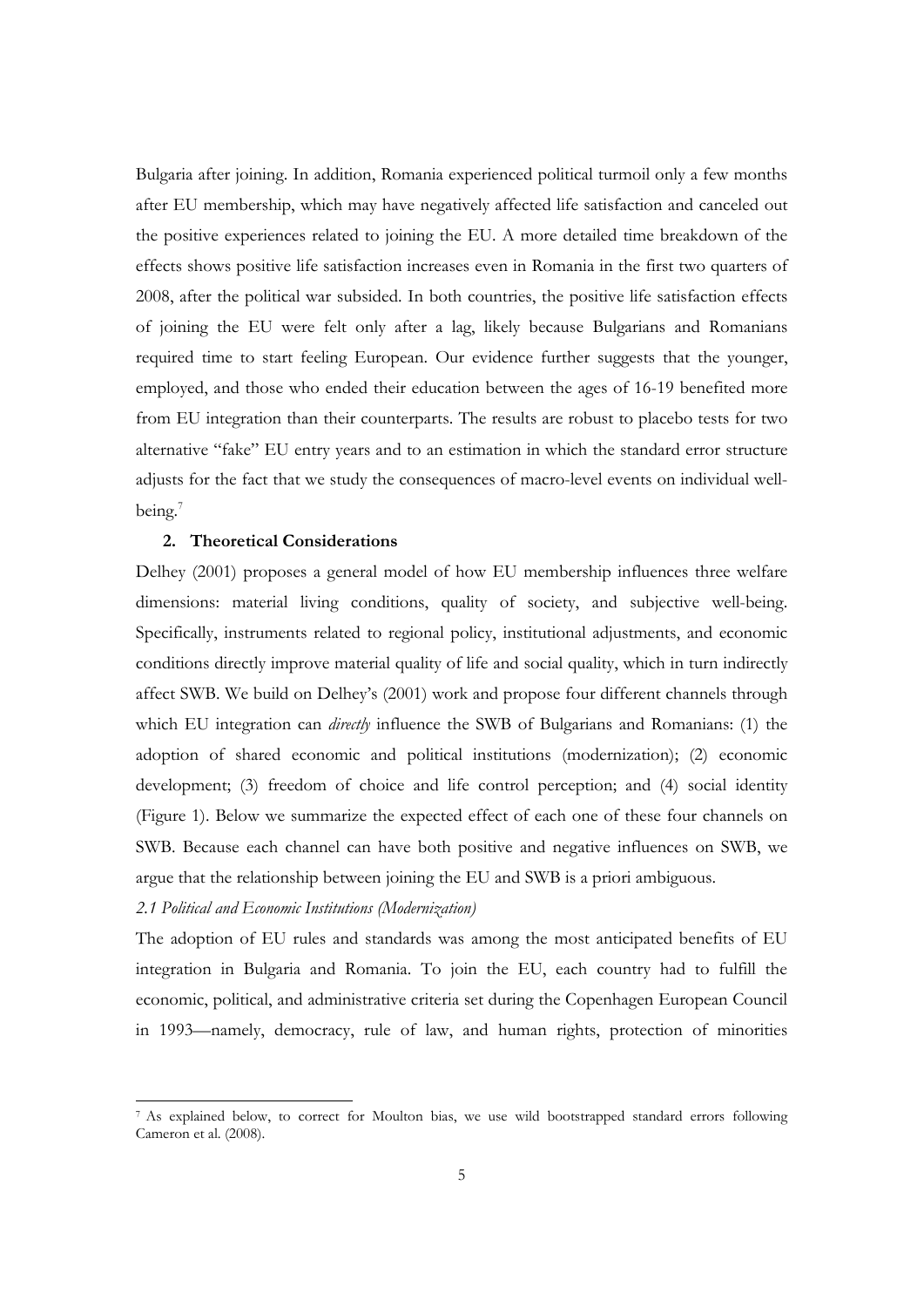Bulgaria after joining. In addition, Romania experienced political turmoil only a few months after EU membership, which may have negatively affected life satisfaction and canceled out the positive experiences related to joining the EU. A more detailed time breakdown of the effects shows positive life satisfaction increases even in Romania in the first two quarters of 2008, after the political war subsided. In both countries, the positive life satisfaction effects of joining the EU were felt only after a lag, likely because Bulgarians and Romanians required time to start feeling European. Our evidence further suggests that the younger, employed, and those who ended their education between the ages of 16-19 benefited more from EU integration than their counterparts. The results are robust to placebo tests for two alternative "fake" EU entry years and to an estimation in which the standard error structure adjusts for the fact that we study the consequences of macro-level events on individual well-being.[7]

## 2. Theoretical Considerations

Delhey (2001) proposes a general model of how EU membership influences three welfare dimensions: material living conditions, quality of society, and subjective well-being. Specifically, instruments related to regional policy, institutional adjustments, and economic conditions directly improve material quality of life and social quality, which in turn indirectly affect SWB. We build on Delhey's (2001) work and propose four different channels through which EU integration can *directly* influence the SWB of Bulgarians and Romanians: (1) the adoption of shared economic and political institutions (modernization); (2) economic development; (3) freedom of choice and life control perception; and (4) social identity (Figure 1). Below we summarize the expected effect of each one of these four channels on SWB. Because each channel can have both positive and negative influences on SWB, we argue that the relationship between joining the EU and SWB is a priori ambiguous.

### *2.1 Political and Economic Institutions (Modernization)*

The adoption of EU rules and standards was among the most anticipated benefits of EU integration in Bulgaria and Romania. To join the EU, each country had to fulfill the economic, political, and administrative criteria set during the Copenhagen European Council in 1993—namely, democracy, rule of law, and human rights, protection of minorities

[7] As explained below, to correct for Moulton bias, we use wild bootstrapped standard errors following Cameron et al. (2008).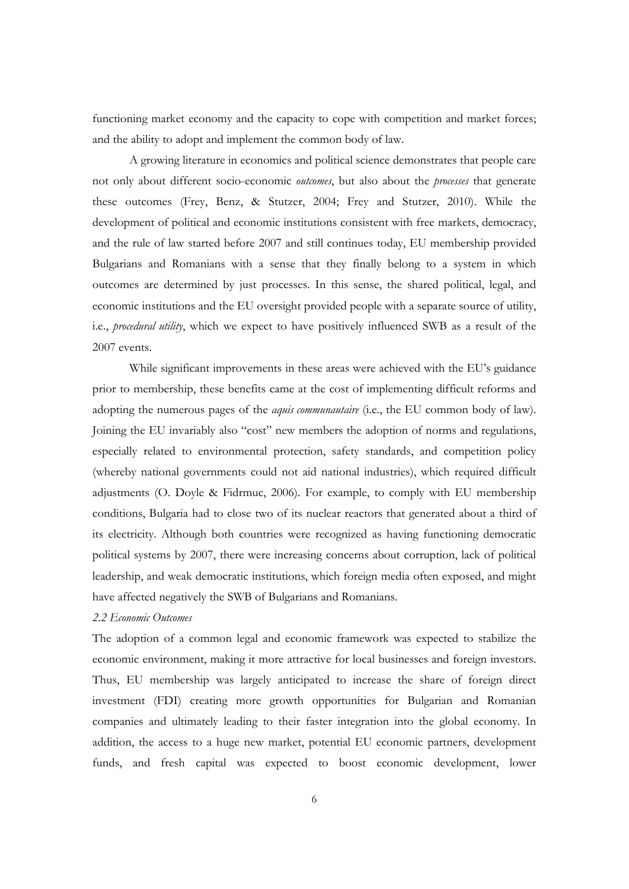functioning market economy and the capacity to cope with competition and market forces; and the ability to adopt and implement the common body of law.

A growing literature in economics and political science demonstrates that people care not only about different socio-economic *outcomes*, but also about the *processes* that generate these outcomes (Frey, Benz, & Stutzer, 2004; Frey and Stutzer, 2010). While the development of political and economic institutions consistent with free markets, democracy, and the rule of law started before 2007 and still continues today, EU membership provided Bulgarians and Romanians with a sense that they finally belong to a system in which outcomes are determined by just processes. In this sense, the shared political, legal, and economic institutions and the EU oversight provided people with a separate source of utility, i.e., *procedural utility*, which we expect to have positively influenced SWB as a result of the 2007 events.

While significant improvements in these areas were achieved with the EU's guidance prior to membership, these benefits came at the cost of implementing difficult reforms and adopting the numerous pages of the *aquis communautaire* (i.e., the EU common body of law). Joining the EU invariably also "cost" new members the adoption of norms and regulations, especially related to environmental protection, safety standards, and competition policy (whereby national governments could not aid national industries), which required difficult adjustments (O. Doyle & Fidrmuc, 2006). For example, to comply with EU membership conditions, Bulgaria had to close two of its nuclear reactors that generated about a third of its electricity. Although both countries were recognized as having functioning democratic political systems by 2007, there were increasing concerns about corruption, lack of political leadership, and weak democratic institutions, which foreign media often exposed, and might have affected negatively the SWB of Bulgarians and Romanians.

*2.2 Economic Outcomes*

The adoption of a common legal and economic framework was expected to stabilize the economic environment, making it more attractive for local businesses and foreign investors. Thus, EU membership was largely anticipated to increase the share of foreign direct investment (FDI) creating more growth opportunities for Bulgarian and Romanian companies and ultimately leading to their faster integration into the global economy. In addition, the access to a huge new market, potential EU economic partners, development funds, and fresh capital was expected to boost economic development, lower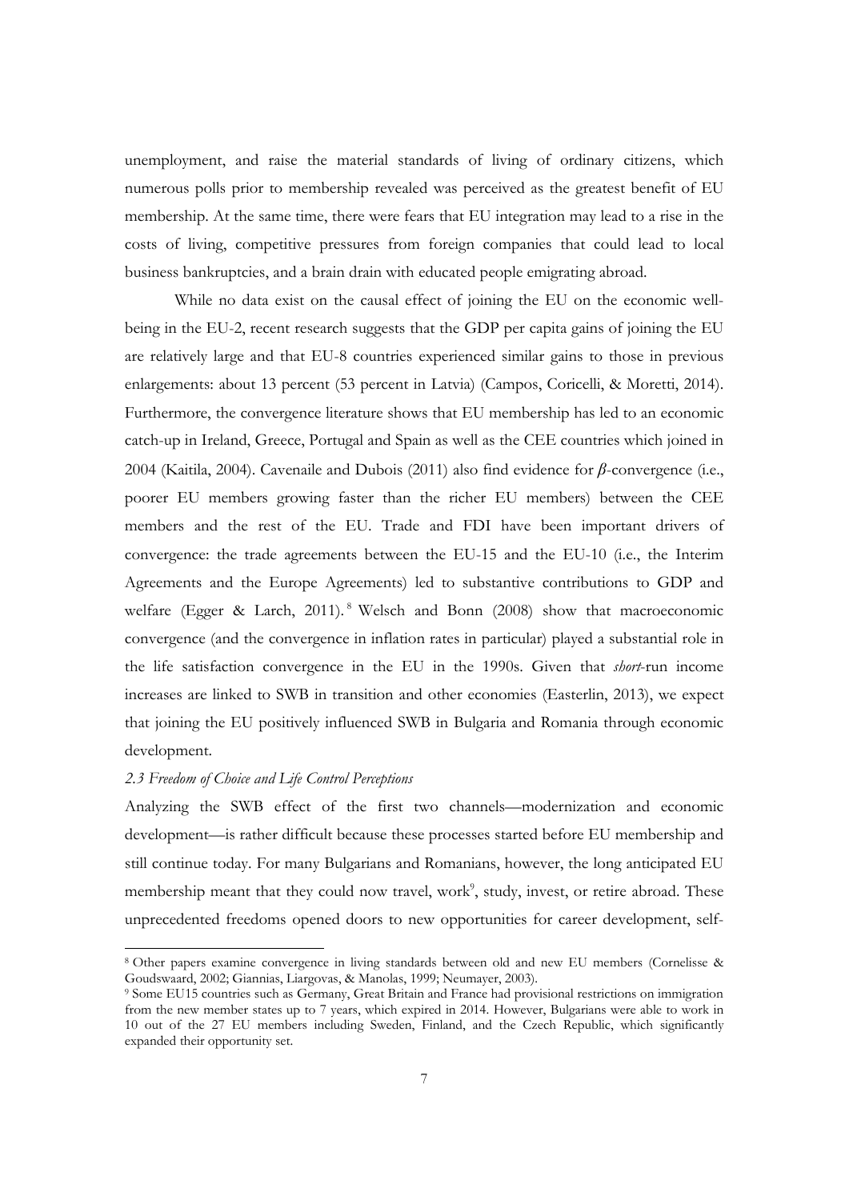unemployment, and raise the material standards of living of ordinary citizens, which numerous polls prior to membership revealed was perceived as the greatest benefit of EU membership. At the same time, there were fears that EU integration may lead to a rise in the costs of living, competitive pressures from foreign companies that could lead to local business bankruptcies, and a brain drain with educated people emigrating abroad.

While no data exist on the causal effect of joining the EU on the economic well-being in the EU-2, recent research suggests that the GDP per capita gains of joining the EU are relatively large and that EU-8 countries experienced similar gains to those in previous enlargements: about 13 percent (53 percent in Latvia) (Campos, Coricelli, & Moretti, 2014). Furthermore, the convergence literature shows that EU membership has led to an economic catch-up in Ireland, Greece, Portugal and Spain as well as the CEE countries which joined in 2004 (Kaitila, 2004). Cavenaile and Dubois (2011) also find evidence for $\beta$-convergence (i.e., poorer EU members growing faster than the richer EU members) between the CEE members and the rest of the EU. Trade and FDI have been important drivers of convergence: the trade agreements between the EU-15 and the EU-10 (i.e., the Interim Agreements and the Europe Agreements) led to substantive contributions to GDP and welfare (Egger & Larch, 2011).[8] Welsch and Bonn (2008) show that macroeconomic convergence (and the convergence in inflation rates in particular) played a substantial role in the life satisfaction convergence in the EU in the 1990s. Given that *short*-run income increases are linked to SWB in transition and other economies (Easterlin, 2013), we expect that joining the EU positively influenced SWB in Bulgaria and Romania through economic development.

### *2.3 Freedom of Choice and Life Control Perceptions*

Analyzing the SWB effect of the first two channels—modernization and economic development—is rather difficult because these processes started before EU membership and still continue today. For many Bulgarians and Romanians, however, the long anticipated EU membership meant that they could now travel, work[9], study, invest, or retire abroad. These unprecedented freedoms opened doors to new opportunities for career development, self-

---

[8] Other papers examine convergence in living standards between old and new EU members (Cornelisse & Goudswaard, 2002; Giannias, Liargovas, & Manolas, 1999; Neumayer, 2003).

[9] Some EU15 countries such as Germany, Great Britain and France had provisional restrictions on immigration from the new member states up to 7 years, which expired in 2014. However, Bulgarians were able to work in 10 out of the 27 EU members including Sweden, Finland, and the Czech Republic, which significantly expanded their opportunity set.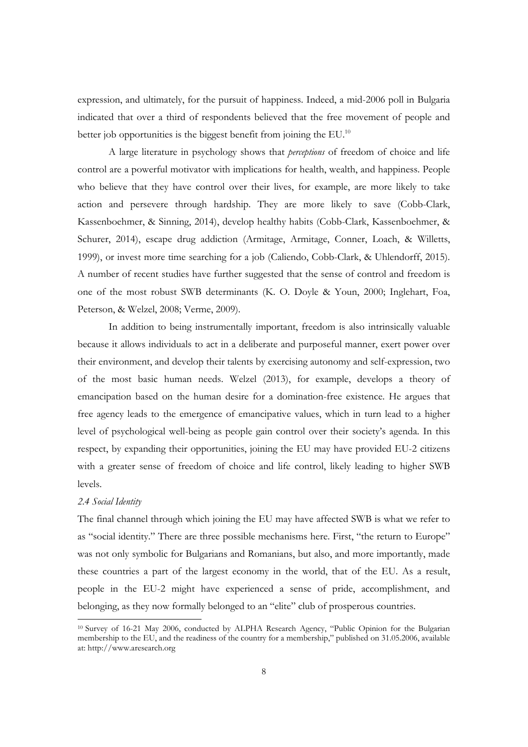expression, and ultimately, for the pursuit of happiness. Indeed, a mid-2006 poll in Bulgaria indicated that over a third of respondents believed that the free movement of people and better job opportunities is the biggest benefit from joining the EU.[10]

A large literature in psychology shows that *perceptions* of freedom of choice and life control are a powerful motivator with implications for health, wealth, and happiness. People who believe that they have control over their lives, for example, are more likely to take action and persevere through hardship. They are more likely to save (Cobb-Clark, Kassenboehmer, & Sinning, 2014), develop healthy habits (Cobb-Clark, Kassenboehmer, & Schurer, 2014), escape drug addiction (Armitage, Armitage, Conner, Loach, & Willetts, 1999), or invest more time searching for a job (Caliendo, Cobb-Clark, & Uhlendorff, 2015). A number of recent studies have further suggested that the sense of control and freedom is one of the most robust SWB determinants (K. O. Doyle & Youn, 2000; Inglehart, Foa, Peterson, & Welzel, 2008; Verme, 2009).

In addition to being instrumentally important, freedom is also intrinsically valuable because it allows individuals to act in a deliberate and purposeful manner, exert power over their environment, and develop their talents by exercising autonomy and self-expression, two of the most basic human needs. Welzel (2013), for example, develops a theory of emancipation based on the human desire for a domination-free existence. He argues that free agency leads to the emergence of emancipative values, which in turn lead to a higher level of psychological well-being as people gain control over their society's agenda. In this respect, by expanding their opportunities, joining the EU may have provided EU-2 citizens with a greater sense of freedom of choice and life control, likely leading to higher SWB levels.

### *2.4 Social Identity*

The final channel through which joining the EU may have affected SWB is what we refer to as "social identity." There are three possible mechanisms here. First, "the return to Europe" was not only symbolic for Bulgarians and Romanians, but also, and more importantly, made these countries a part of the largest economy in the world, that of the EU. As a result, people in the EU-2 might have experienced a sense of pride, accomplishment, and belonging, as they now formally belonged to an "elite" club of prosperous countries.

[10] Survey of 16-21 May 2006, conducted by ALPHA Research Agency, "Public Opinion for the Bulgarian membership to the EU, and the readiness of the country for a membership," published on 31.05.2006, available at: http://www.aresearch.org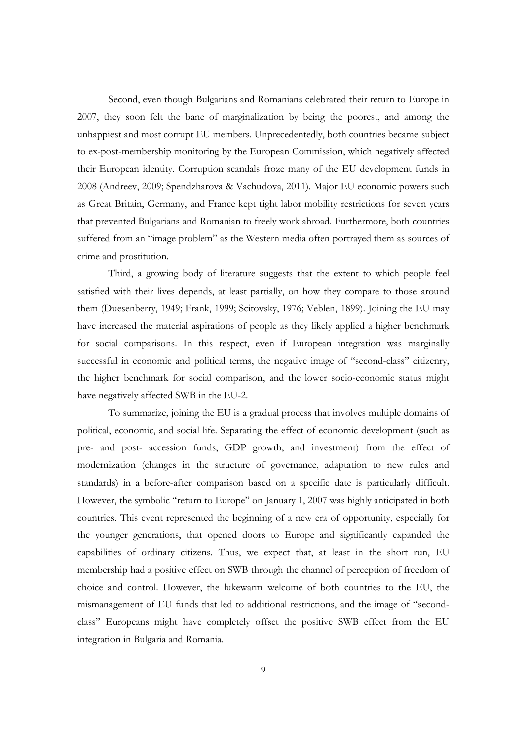Second, even though Bulgarians and Romanians celebrated their return to Europe in 2007, they soon felt the bane of marginalization by being the poorest, and among the unhappiest and most corrupt EU members. Unprecedentedly, both countries became subject to ex-post-membership monitoring by the European Commission, which negatively affected their European identity. Corruption scandals froze many of the EU development funds in 2008 (Andreev, 2009; Spendzharova & Vachudova, 2011). Major EU economic powers such as Great Britain, Germany, and France kept tight labor mobility restrictions for seven years that prevented Bulgarians and Romanian to freely work abroad. Furthermore, both countries suffered from an "image problem" as the Western media often portrayed them as sources of crime and prostitution.

Third, a growing body of literature suggests that the extent to which people feel satisfied with their lives depends, at least partially, on how they compare to those around them (Duesenberry, 1949; Frank, 1999; Scitovsky, 1976; Veblen, 1899). Joining the EU may have increased the material aspirations of people as they likely applied a higher benchmark for social comparisons. In this respect, even if European integration was marginally successful in economic and political terms, the negative image of "second-class" citizenry, the higher benchmark for social comparison, and the lower socio-economic status might have negatively affected SWB in the EU-2.

To summarize, joining the EU is a gradual process that involves multiple domains of political, economic, and social life. Separating the effect of economic development (such as pre- and post- accession funds, GDP growth, and investment) from the effect of modernization (changes in the structure of governance, adaptation to new rules and standards) in a before-after comparison based on a specific date is particularly difficult. However, the symbolic "return to Europe" on January 1, 2007 was highly anticipated in both countries. This event represented the beginning of a new era of opportunity, especially for the younger generations, that opened doors to Europe and significantly expanded the capabilities of ordinary citizens. Thus, we expect that, at least in the short run, EU membership had a positive effect on SWB through the channel of perception of freedom of choice and control. However, the lukewarm welcome of both countries to the EU, the mismanagement of EU funds that led to additional restrictions, and the image of "second-class" Europeans might have completely offset the positive SWB effect from the EU integration in Bulgaria and Romania.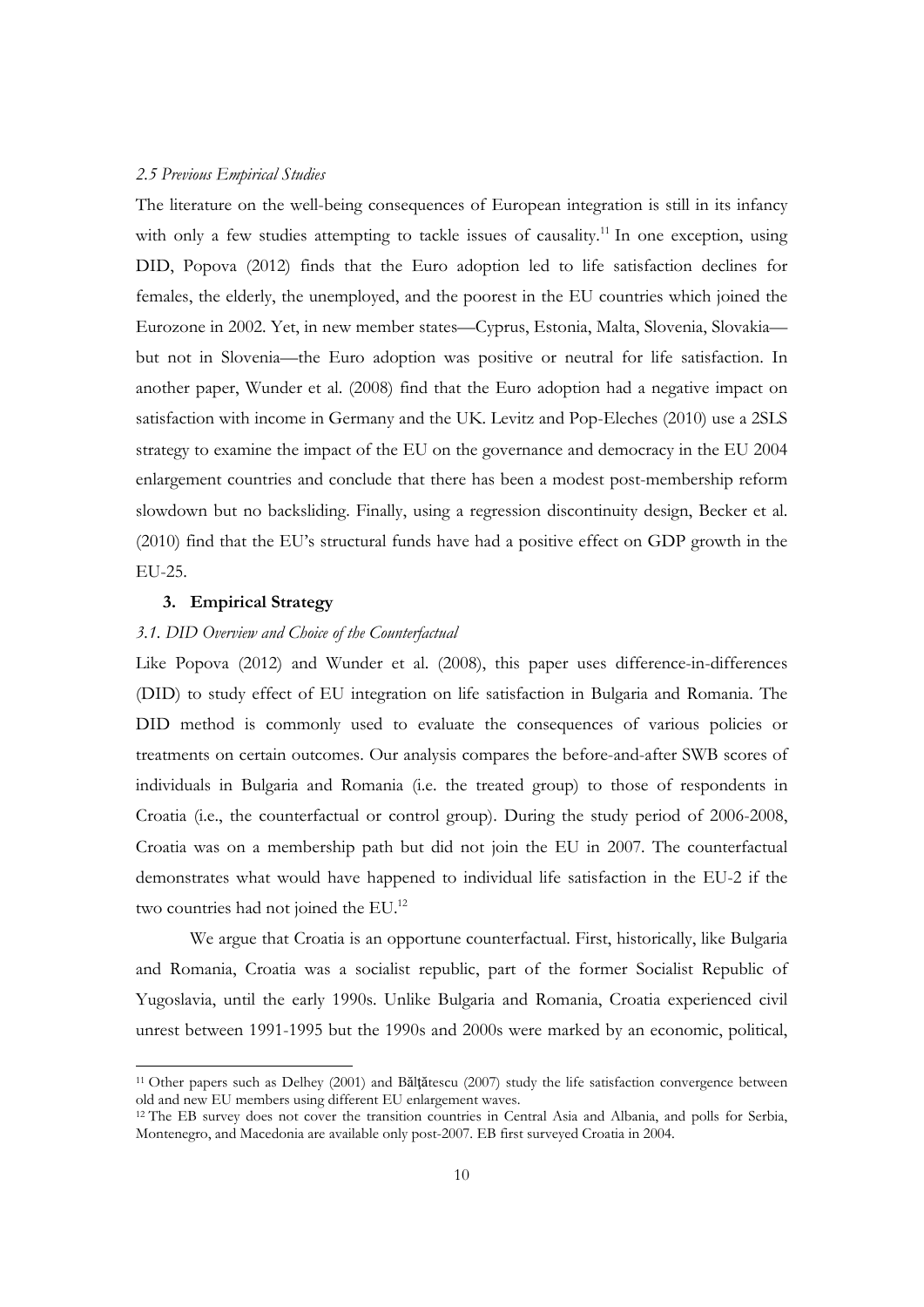*2.5 Previous Empirical Studies*

The literature on the well-being consequences of European integration is still in its infancy with only a few studies attempting to tackle issues of causality.[11] In one exception, using DID, Popova (2012) finds that the Euro adoption led to life satisfaction declines for females, the elderly, the unemployed, and the poorest in the EU countries which joined the Eurozone in 2002. Yet, in new member states—Cyprus, Estonia, Malta, Slovenia, Slovakia—but not in Slovenia—the Euro adoption was positive or neutral for life satisfaction. In another paper, Wunder et al. (2008) find that the Euro adoption had a negative impact on satisfaction with income in Germany and the UK. Levitz and Pop-Eleches (2010) use a 2SLS strategy to examine the impact of the EU on the governance and democracy in the EU 2004 enlargement countries and conclude that there has been a modest post-membership reform slowdown but no backsliding. Finally, using a regression discontinuity design, Becker et al. (2010) find that the EU's structural funds have had a positive effect on GDP growth in the EU-25.

## 3. Empirical Strategy

*3.1. DID Overview and Choice of the Counterfactual*

Like Popova (2012) and Wunder et al. (2008), this paper uses difference-in-differences (DID) to study effect of EU integration on life satisfaction in Bulgaria and Romania. The DID method is commonly used to evaluate the consequences of various policies or treatments on certain outcomes. Our analysis compares the before-and-after SWB scores of individuals in Bulgaria and Romania (i.e. the treated group) to those of respondents in Croatia (i.e., the counterfactual or control group). During the study period of 2006-2008, Croatia was on a membership path but did not join the EU in 2007. The counterfactual demonstrates what would have happened to individual life satisfaction in the EU-2 if the two countries had not joined the EU.[12]

We argue that Croatia is an opportune counterfactual. First, historically, like Bulgaria and Romania, Croatia was a socialist republic, part of the former Socialist Republic of Yugoslavia, until the early 1990s. Unlike Bulgaria and Romania, Croatia experienced civil unrest between 1991-1995 but the 1990s and 2000s were marked by an economic, political,

[11] Other papers such as Delhey (2001) and Bălţătescu (2007) study the life satisfaction convergence between old and new EU members using different EU enlargement waves.

[12] The EB survey does not cover the transition countries in Central Asia and Albania, and polls for Serbia, Montenegro, and Macedonia are available only post-2007. EB first surveyed Croatia in 2004.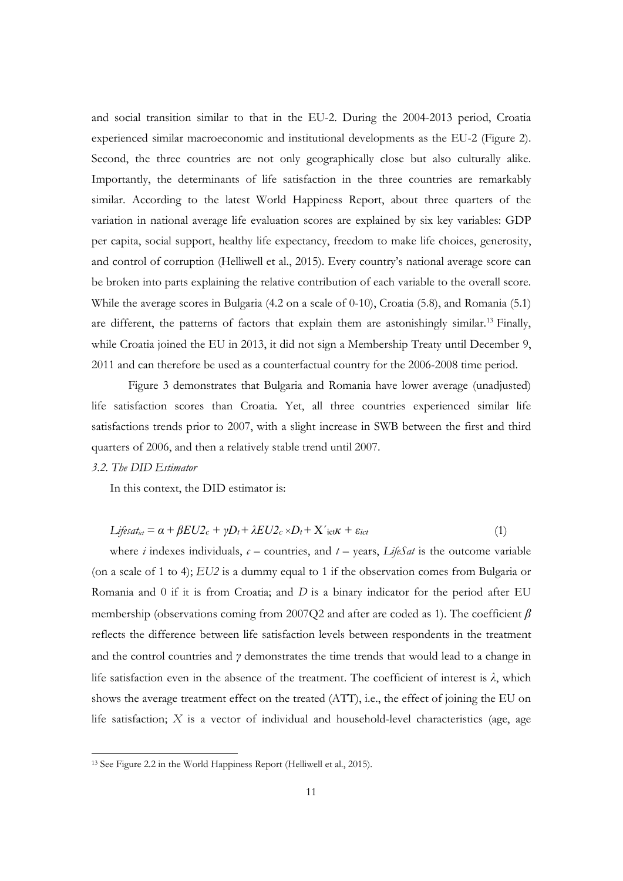and social transition similar to that in the EU-2. During the 2004-2013 period, Croatia experienced similar macroeconomic and institutional developments as the EU-2 (Figure 2). Second, the three countries are not only geographically close but also culturally alike. Importantly, the determinants of life satisfaction in the three countries are remarkably similar. According to the latest World Happiness Report, about three quarters of the variation in national average life evaluation scores are explained by six key variables: GDP per capita, social support, healthy life expectancy, freedom to make life choices, generosity, and control of corruption (Helliwell et al., 2015). Every country's national average score can be broken into parts explaining the relative contribution of each variable to the overall score. While the average scores in Bulgaria (4.2 on a scale of 0-10), Croatia (5.8), and Romania (5.1) are different, the patterns of factors that explain them are astonishingly similar.[13] Finally, while Croatia joined the EU in 2013, it did not sign a Membership Treaty until December 9, 2011 and can therefore be used as a counterfactual country for the 2006-2008 time period.

Figure 3 demonstrates that Bulgaria and Romania have lower average (unadjusted) life satisfaction scores than Croatia. Yet, all three countries experienced similar life satisfactions trends prior to 2007, with a slight increase in SWB between the first and third quarters of 2006, and then a relatively stable trend until 2007.

*3.2. The DID Estimator*

In this context, the DID estimator is:

$$Lifesat_{ict} = \alpha + \beta EU2_c + \gamma D_t + \lambda EU2_c \times D_t + X'_{ict}\kappa + \varepsilon_{ict} \quad (1)$$

where $i$ indexes individuals, $c$ – countries, and $t$ – years, *LifeSat* is the outcome variable (on a scale of 1 to 4); *EU2* is a dummy equal to 1 if the observation comes from Bulgaria or Romania and 0 if it is from Croatia; and $D$ is a binary indicator for the period after EU membership (observations coming from 2007Q2 and after are coded as 1). The coefficient $\beta$ reflects the difference between life satisfaction levels between respondents in the treatment and the control countries and $\gamma$ demonstrates the time trends that would lead to a change in life satisfaction even in the absence of the treatment. The coefficient of interest is $\lambda$, which shows the average treatment effect on the treated (ATT), i.e., the effect of joining the EU on life satisfaction; $X$ is a vector of individual and household-level characteristics (age, age

[13] See Figure 2.2 in the World Happiness Report (Helliwell et al., 2015).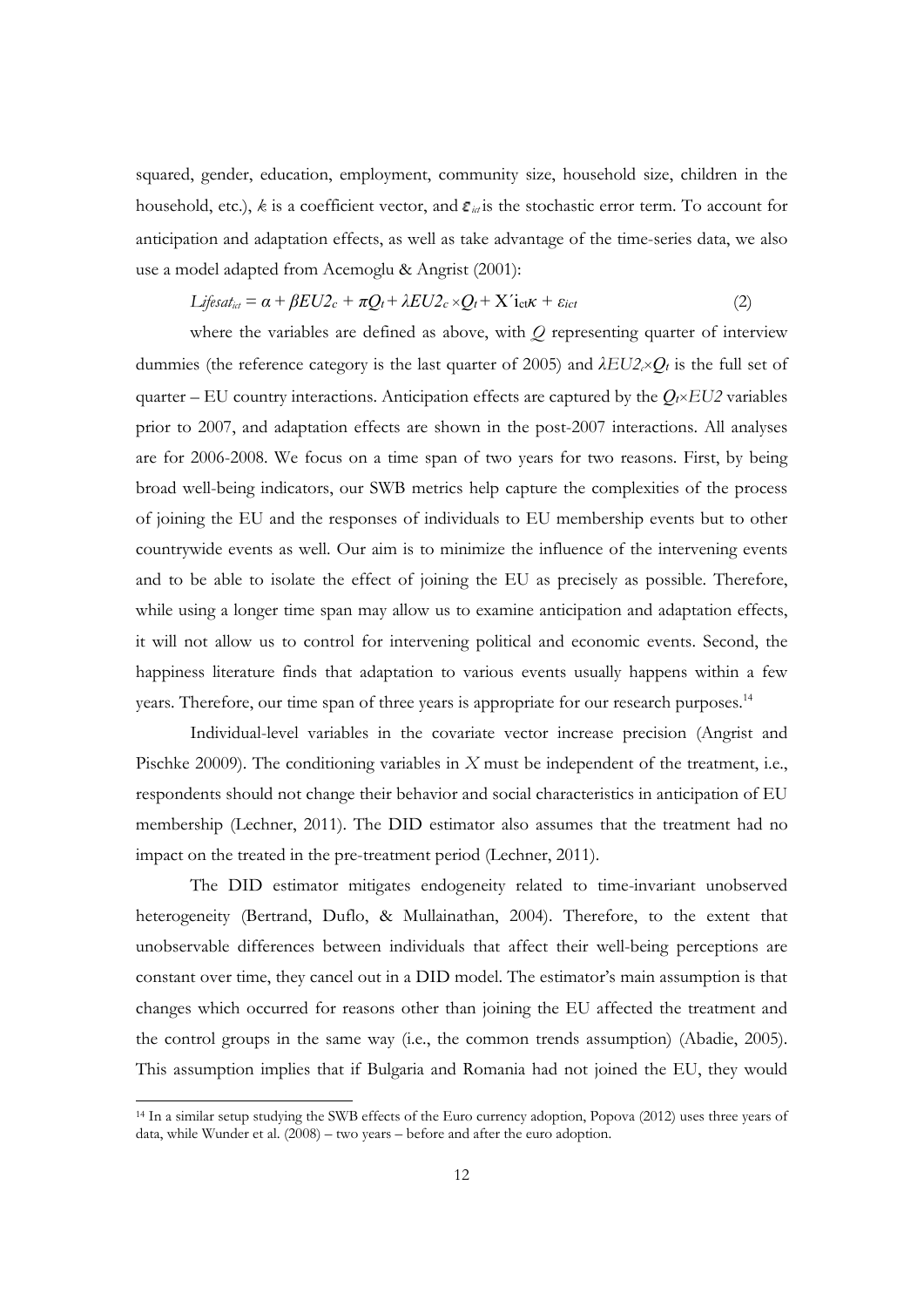squared, gender, education, employment, community size, household size, children in the household, etc.), $k$ is a coefficient vector, and $\varepsilon_{ict}$ is the stochastic error term. To account for anticipation and adaptation effects, as well as take advantage of the time-series data, we also use a model adapted from Acemoglu & Angrist (2001):

$$Lifesat_{ict} = \alpha + \beta EU2_c + \pi Q_t + \lambda EU2_c \times Q_t + X'_{ict}\kappa + \varepsilon_{ict} \tag{2}$$

where the variables are defined as above, with $Q$ representing quarter of interview dummies (the reference category is the last quarter of 2005) and $\lambda EU2_c \times Q_t$ is the full set of quarter – EU country interactions. Anticipation effects are captured by the $Q_t \times EU2$ variables prior to 2007, and adaptation effects are shown in the post-2007 interactions. All analyses are for 2006-2008. We focus on a time span of two years for two reasons. First, by being broad well-being indicators, our SWB metrics help capture the complexities of the process of joining the EU and the responses of individuals to EU membership events but to other countrywide events as well. Our aim is to minimize the influence of the intervening events and to be able to isolate the effect of joining the EU as precisely as possible. Therefore, while using a longer time span may allow us to examine anticipation and adaptation effects, it will not allow us to control for intervening political and economic events. Second, the happiness literature finds that adaptation to various events usually happens within a few years. Therefore, our time span of three years is appropriate for our research purposes.[14]

Individual-level variables in the covariate vector increase precision (Angrist and Pischke 20009). The conditioning variables in $X$ must be independent of the treatment, i.e., respondents should not change their behavior and social characteristics in anticipation of EU membership (Lechner, 2011). The DID estimator also assumes that the treatment had no impact on the treated in the pre-treatment period (Lechner, 2011).

The DID estimator mitigates endogeneity related to time-invariant unobserved heterogeneity (Bertrand, Duflo, & Mullainathan, 2004). Therefore, to the extent that unobservable differences between individuals that affect their well-being perceptions are constant over time, they cancel out in a DID model. The estimator's main assumption is that changes which occurred for reasons other than joining the EU affected the treatment and the control groups in the same way (i.e., the common trends assumption) (Abadie, 2005). This assumption implies that if Bulgaria and Romania had not joined the EU, they would

---

[14] In a similar setup studying the SWB effects of the Euro currency adoption, Popova (2012) uses three years of data, while Wunder et al. (2008) – two years – before and after the euro adoption.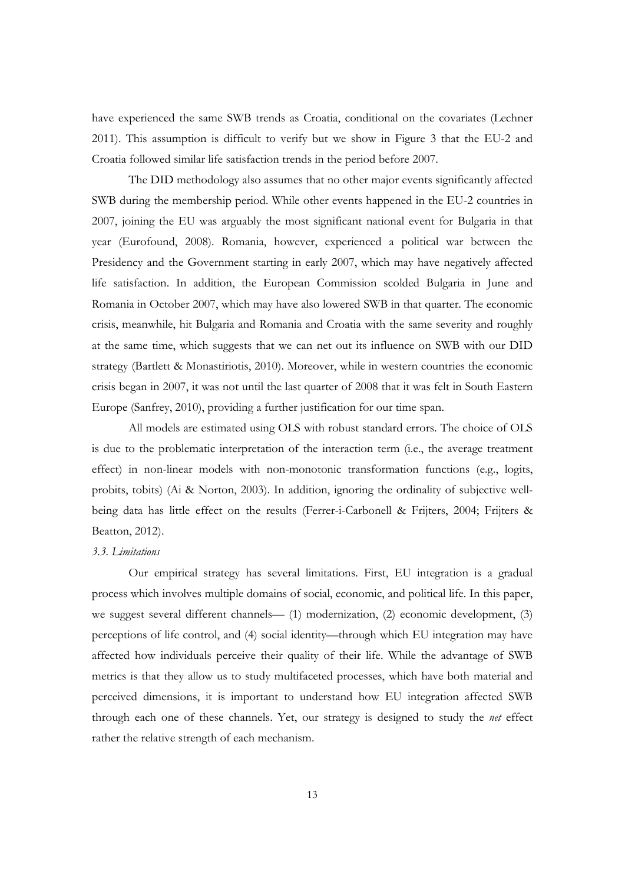have experienced the same SWB trends as Croatia, conditional on the covariates (Lechner 2011). This assumption is difficult to verify but we show in Figure 3 that the EU-2 and Croatia followed similar life satisfaction trends in the period before 2007.

The DID methodology also assumes that no other major events significantly affected SWB during the membership period. While other events happened in the EU-2 countries in 2007, joining the EU was arguably the most significant national event for Bulgaria in that year (Eurofound, 2008). Romania, however, experienced a political war between the Presidency and the Government starting in early 2007, which may have negatively affected life satisfaction. In addition, the European Commission scolded Bulgaria in June and Romania in October 2007, which may have also lowered SWB in that quarter. The economic crisis, meanwhile, hit Bulgaria and Romania and Croatia with the same severity and roughly at the same time, which suggests that we can net out its influence on SWB with our DID strategy (Bartlett & Monastiriotis, 2010). Moreover, while in western countries the economic crisis began in 2007, it was not until the last quarter of 2008 that it was felt in South Eastern Europe (Sanfrey, 2010), providing a further justification for our time span.

All models are estimated using OLS with robust standard errors. The choice of OLS is due to the problematic interpretation of the interaction term (i.e., the average treatment effect) in non-linear models with non-monotonic transformation functions (e.g., logits, probits, tobits) (Ai & Norton, 2003). In addition, ignoring the ordinality of subjective well-being data has little effect on the results (Ferrer-i-Carbonell & Frijters, 2004; Frijters & Beatton, 2012).

### *3.3. Limitations*

Our empirical strategy has several limitations. First, EU integration is a gradual process which involves multiple domains of social, economic, and political life. In this paper, we suggest several different channels— (1) modernization, (2) economic development, (3) perceptions of life control, and (4) social identity—through which EU integration may have affected how individuals perceive their quality of their life. While the advantage of SWB metrics is that they allow us to study multifaceted processes, which have both material and perceived dimensions, it is important to understand how EU integration affected SWB through each one of these channels. Yet, our strategy is designed to study the *net* effect rather the relative strength of each mechanism.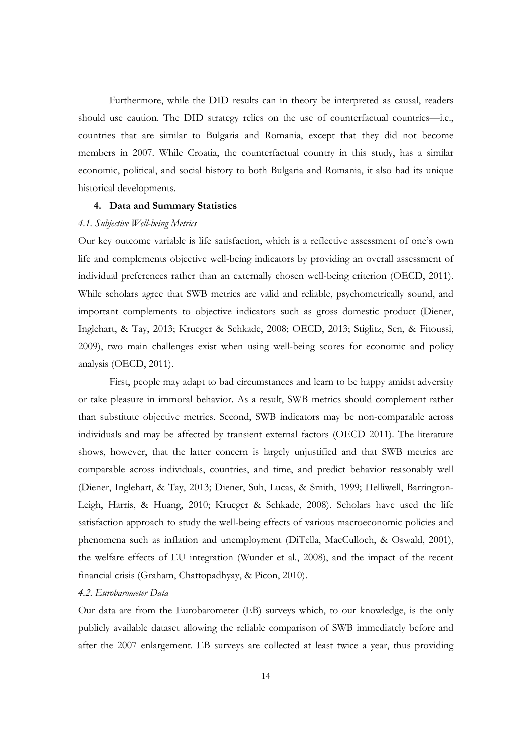Furthermore, while the DID results can in theory be interpreted as causal, readers should use caution. The DID strategy relies on the use of counterfactual countries—i.e., countries that are similar to Bulgaria and Romania, except that they did not become members in 2007. While Croatia, the counterfactual country in this study, has a similar economic, political, and social history to both Bulgaria and Romania, it also had its unique historical developments.

## 4. Data and Summary Statistics

### *4.1. Subjective Well-being Metrics*

Our key outcome variable is life satisfaction, which is a reflective assessment of one's own life and complements objective well-being indicators by providing an overall assessment of individual preferences rather than an externally chosen well-being criterion (OECD, 2011). While scholars agree that SWB metrics are valid and reliable, psychometrically sound, and important complements to objective indicators such as gross domestic product (Diener, Inglehart, & Tay, 2013; Krueger & Schkade, 2008; OECD, 2013; Stiglitz, Sen, & Fitoussi, 2009), two main challenges exist when using well-being scores for economic and policy analysis (OECD, 2011).

First, people may adapt to bad circumstances and learn to be happy amidst adversity or take pleasure in immoral behavior. As a result, SWB metrics should complement rather than substitute objective metrics. Second, SWB indicators may be non-comparable across individuals and may be affected by transient external factors (OECD 2011). The literature shows, however, that the latter concern is largely unjustified and that SWB metrics are comparable across individuals, countries, and time, and predict behavior reasonably well (Diener, Inglehart, & Tay, 2013; Diener, Suh, Lucas, & Smith, 1999; Helliwell, Barrington-Leigh, Harris, & Huang, 2010; Krueger & Schkade, 2008). Scholars have used the life satisfaction approach to study the well-being effects of various macroeconomic policies and phenomena such as inflation and unemployment (DiTella, MacCulloch, & Oswald, 2001), the welfare effects of EU integration (Wunder et al., 2008), and the impact of the recent financial crisis (Graham, Chattopadhyay, & Picon, 2010).

### *4.2. Eurobarometer Data*

Our data are from the Eurobarometer (EB) surveys which, to our knowledge, is the only publicly available dataset allowing the reliable comparison of SWB immediately before and after the 2007 enlargement. EB surveys are collected at least twice a year, thus providing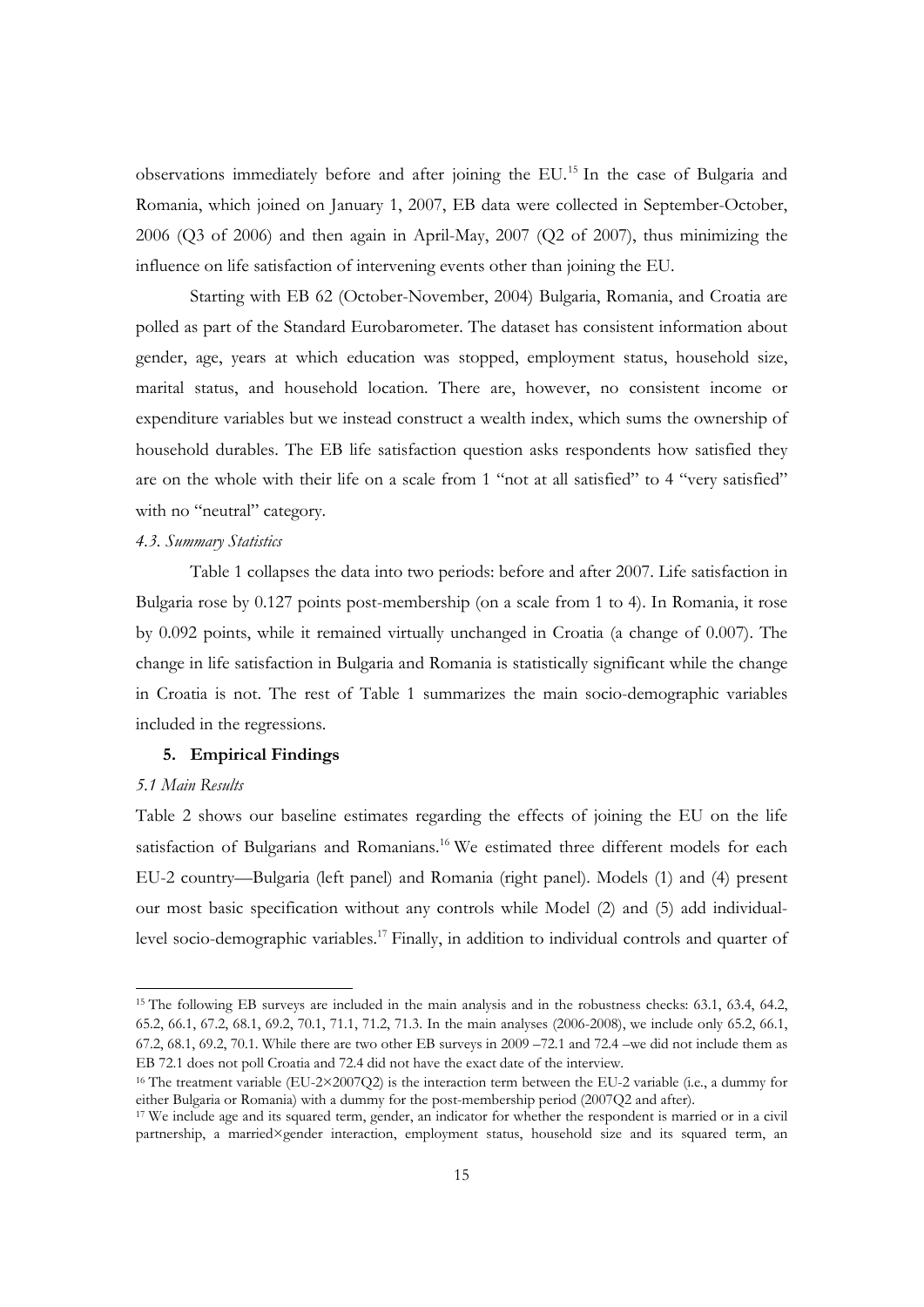observations immediately before and after joining the EU.[15] In the case of Bulgaria and Romania, which joined on January 1, 2007, EB data were collected in September-October, 2006 (Q3 of 2006) and then again in April-May, 2007 (Q2 of 2007), thus minimizing the influence on life satisfaction of intervening events other than joining the EU.

Starting with EB 62 (October-November, 2004) Bulgaria, Romania, and Croatia are polled as part of the Standard Eurobarometer. The dataset has consistent information about gender, age, years at which education was stopped, employment status, household size, marital status, and household location. There are, however, no consistent income or expenditure variables but we instead construct a wealth index, which sums the ownership of household durables. The EB life satisfaction question asks respondents how satisfied they are on the whole with their life on a scale from 1 "not at all satisfied" to 4 "very satisfied" with no "neutral" category.

*4.3. Summary Statistics*

Table 1 collapses the data into two periods: before and after 2007. Life satisfaction in Bulgaria rose by 0.127 points post-membership (on a scale from 1 to 4). In Romania, it rose by 0.092 points, while it remained virtually unchanged in Croatia (a change of 0.007). The change in life satisfaction in Bulgaria and Romania is statistically significant while the change in Croatia is not. The rest of Table 1 summarizes the main socio-demographic variables included in the regressions.

## 5. Empirical Findings

*5.1 Main Results*

Table 2 shows our baseline estimates regarding the effects of joining the EU on the life satisfaction of Bulgarians and Romanians.[16] We estimated three different models for each EU-2 country—Bulgaria (left panel) and Romania (right panel). Models (1) and (4) present our most basic specification without any controls while Model (2) and (5) add individual-level socio-demographic variables.[17] Finally, in addition to individual controls and quarter of

---

[15] The following EB surveys are included in the main analysis and in the robustness checks: 63.1, 63.4, 64.2, 65.2, 66.1, 67.2, 68.1, 69.2, 70.1, 71.1, 71.2, 71.3. In the main analyses (2006-2008), we include only 65.2, 66.1, 67.2, 68.1, 69.2, 70.1. While there are two other EB surveys in 2009 –72.1 and 72.4 –we did not include them as EB 72.1 does not poll Croatia and 72.4 did not have the exact date of the interview.

[16] The treatment variable (EU-2×2007Q2) is the interaction term between the EU-2 variable (i.e., a dummy for either Bulgaria or Romania) with a dummy for the post-membership period (2007Q2 and after).

[17] We include age and its squared term, gender, an indicator for whether the respondent is married or in a civil partnership, a married×gender interaction, employment status, household size and its squared term, an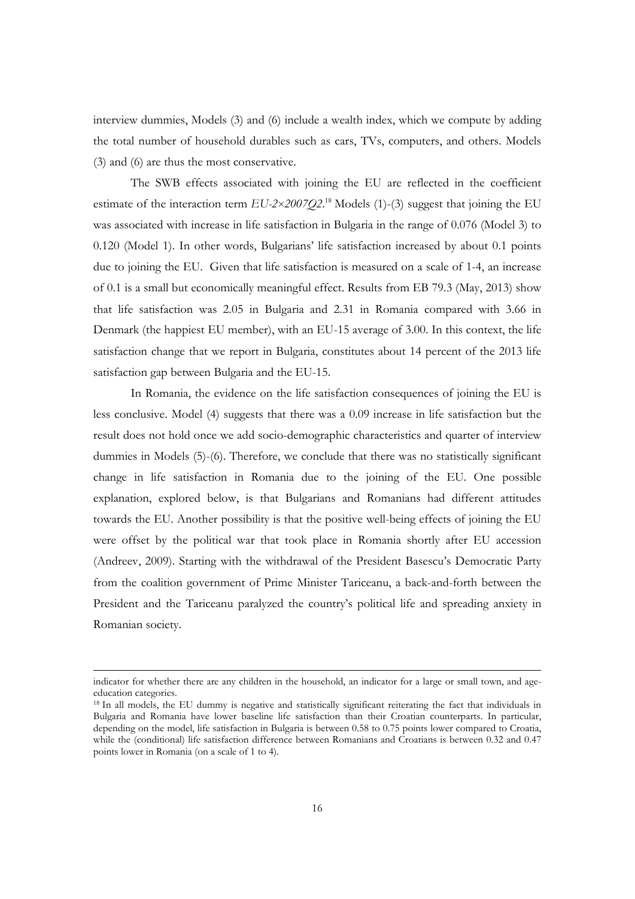interview dummies, Models (3) and (6) include a wealth index, which we compute by adding the total number of household durables such as cars, TVs, computers, and others. Models (3) and (6) are thus the most conservative.

The SWB effects associated with joining the EU are reflected in the coefficient estimate of the interaction term *EU-2×2007Q2*.[18] Models (1)-(3) suggest that joining the EU was associated with increase in life satisfaction in Bulgaria in the range of 0.076 (Model 3) to 0.120 (Model 1). In other words, Bulgarians' life satisfaction increased by about 0.1 points due to joining the EU. Given that life satisfaction is measured on a scale of 1-4, an increase of 0.1 is a small but economically meaningful effect. Results from EB 79.3 (May, 2013) show that life satisfaction was 2.05 in Bulgaria and 2.31 in Romania compared with 3.66 in Denmark (the happiest EU member), with an EU-15 average of 3.00. In this context, the life satisfaction change that we report in Bulgaria, constitutes about 14 percent of the 2013 life satisfaction gap between Bulgaria and the EU-15.

In Romania, the evidence on the life satisfaction consequences of joining the EU is less conclusive. Model (4) suggests that there was a 0.09 increase in life satisfaction but the result does not hold once we add socio-demographic characteristics and quarter of interview dummies in Models (5)-(6). Therefore, we conclude that there was no statistically significant change in life satisfaction in Romania due to the joining of the EU. One possible explanation, explored below, is that Bulgarians and Romanians had different attitudes towards the EU. Another possibility is that the positive well-being effects of joining the EU were offset by the political war that took place in Romania shortly after EU accession (Andreev, 2009). Starting with the withdrawal of the President Basescu's Democratic Party from the coalition government of Prime Minister Tariceanu, a back-and-forth between the President and the Tariceanu paralyzed the country's political life and spreading anxiety in Romanian society.

---

indicator for whether there are any children in the household, an indicator for a large or small town, and age-education categories.

[18] In all models, the EU dummy is negative and statistically significant reiterating the fact that individuals in Bulgaria and Romania have lower baseline life satisfaction than their Croatian counterparts. In particular, depending on the model, life satisfaction in Bulgaria is between 0.58 to 0.75 points lower compared to Croatia, while the (conditional) life satisfaction difference between Romanians and Croatians is between 0.32 and 0.47 points lower in Romania (on a scale of 1 to 4).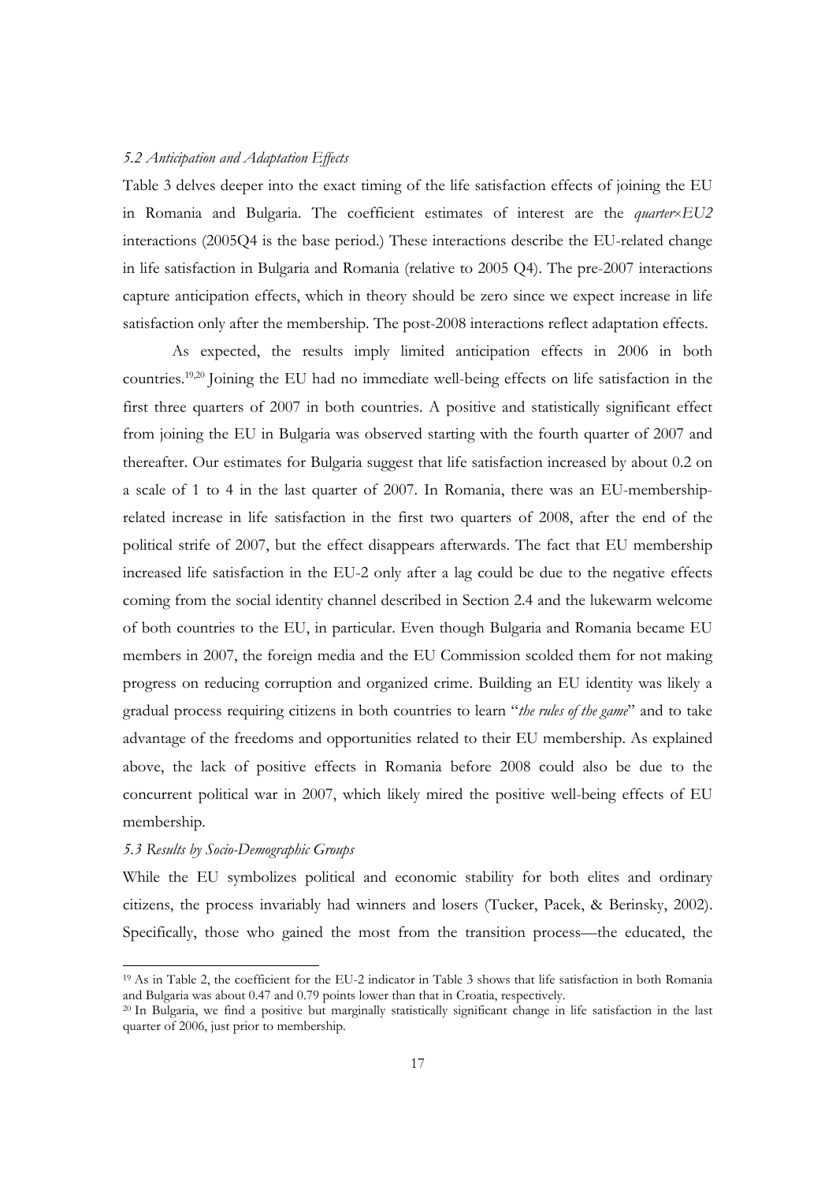### *5.2 Anticipation and Adaptation Effects*

Table 3 delves deeper into the exact timing of the life satisfaction effects of joining the EU in Romania and Bulgaria. The coefficient estimates of interest are the *quarter×EU2* interactions (2005Q4 is the base period.) These interactions describe the EU-related change in life satisfaction in Bulgaria and Romania (relative to 2005 Q4). The pre-2007 interactions capture anticipation effects, which in theory should be zero since we expect increase in life satisfaction only after the membership. The post-2008 interactions reflect adaptation effects.

As expected, the results imply limited anticipation effects in 2006 in both countries.[19,20] Joining the EU had no immediate well-being effects on life satisfaction in the first three quarters of 2007 in both countries. A positive and statistically significant effect from joining the EU in Bulgaria was observed starting with the fourth quarter of 2007 and thereafter. Our estimates for Bulgaria suggest that life satisfaction increased by about 0.2 on a scale of 1 to 4 in the last quarter of 2007. In Romania, there was an EU-membership-related increase in life satisfaction in the first two quarters of 2008, after the end of the political strife of 2007, but the effect disappears afterwards. The fact that EU membership increased life satisfaction in the EU-2 only after a lag could be due to the negative effects coming from the social identity channel described in Section 2.4 and the lukewarm welcome of both countries to the EU, in particular. Even though Bulgaria and Romania became EU members in 2007, the foreign media and the EU Commission scolded them for not making progress on reducing corruption and organized crime. Building an EU identity was likely a gradual process requiring citizens in both countries to learn "*the rules of the game*" and to take advantage of the freedoms and opportunities related to their EU membership. As explained above, the lack of positive effects in Romania before 2008 could also be due to the concurrent political war in 2007, which likely mired the positive well-being effects of EU membership.

### *5.3 Results by Socio-Demographic Groups*

While the EU symbolizes political and economic stability for both elites and ordinary citizens, the process invariably had winners and losers (Tucker, Pacek, & Berinsky, 2002). Specifically, those who gained the most from the transition process—the educated, the

[19] As in Table 2, the coefficient for the EU-2 indicator in Table 3 shows that life satisfaction in both Romania and Bulgaria was about 0.47 and 0.79 points lower than that in Croatia, respectively.

[20] In Bulgaria, we find a positive but marginally statistically significant change in life satisfaction in the last quarter of 2006, just prior to membership.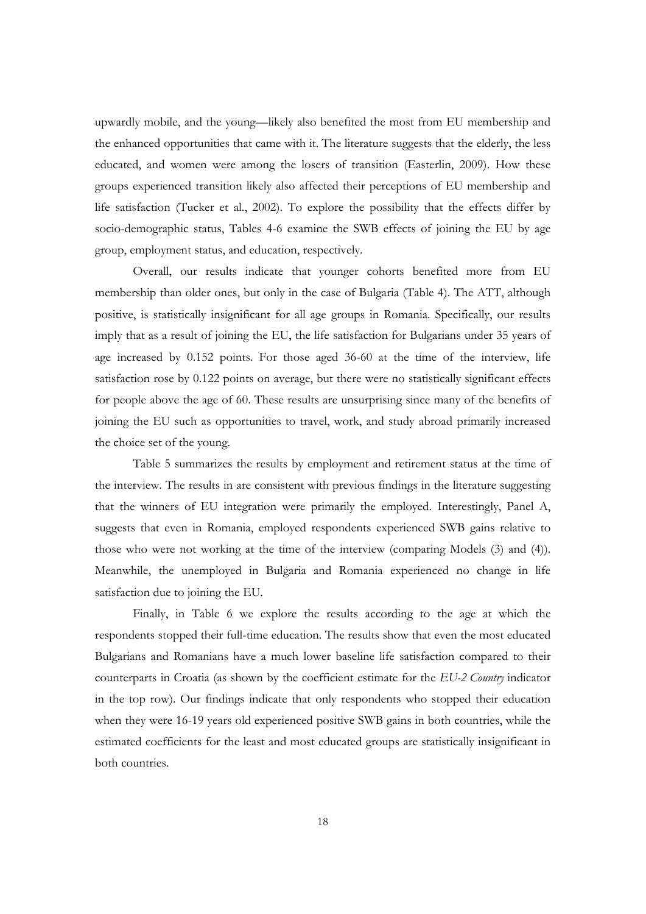upwardly mobile, and the young—likely also benefited the most from EU membership and the enhanced opportunities that came with it. The literature suggests that the elderly, the less educated, and women were among the losers of transition (Easterlin, 2009). How these groups experienced transition likely also affected their perceptions of EU membership and life satisfaction (Tucker et al., 2002). To explore the possibility that the effects differ by socio-demographic status, Tables 4-6 examine the SWB effects of joining the EU by age group, employment status, and education, respectively.

Overall, our results indicate that younger cohorts benefited more from EU membership than older ones, but only in the case of Bulgaria (Table 4). The ATT, although positive, is statistically insignificant for all age groups in Romania. Specifically, our results imply that as a result of joining the EU, the life satisfaction for Bulgarians under 35 years of age increased by 0.152 points. For those aged 36-60 at the time of the interview, life satisfaction rose by 0.122 points on average, but there were no statistically significant effects for people above the age of 60. These results are unsurprising since many of the benefits of joining the EU such as opportunities to travel, work, and study abroad primarily increased the choice set of the young.

Table 5 summarizes the results by employment and retirement status at the time of the interview. The results in are consistent with previous findings in the literature suggesting that the winners of EU integration were primarily the employed. Interestingly, Panel A, suggests that even in Romania, employed respondents experienced SWB gains relative to those who were not working at the time of the interview (comparing Models (3) and (4)). Meanwhile, the unemployed in Bulgaria and Romania experienced no change in life satisfaction due to joining the EU.

Finally, in Table 6 we explore the results according to the age at which the respondents stopped their full-time education. The results show that even the most educated Bulgarians and Romanians have a much lower baseline life satisfaction compared to their counterparts in Croatia (as shown by the coefficient estimate for the *EU-2 Country* indicator in the top row). Our findings indicate that only respondents who stopped their education when they were 16-19 years old experienced positive SWB gains in both countries, while the estimated coefficients for the least and most educated groups are statistically insignificant in both countries.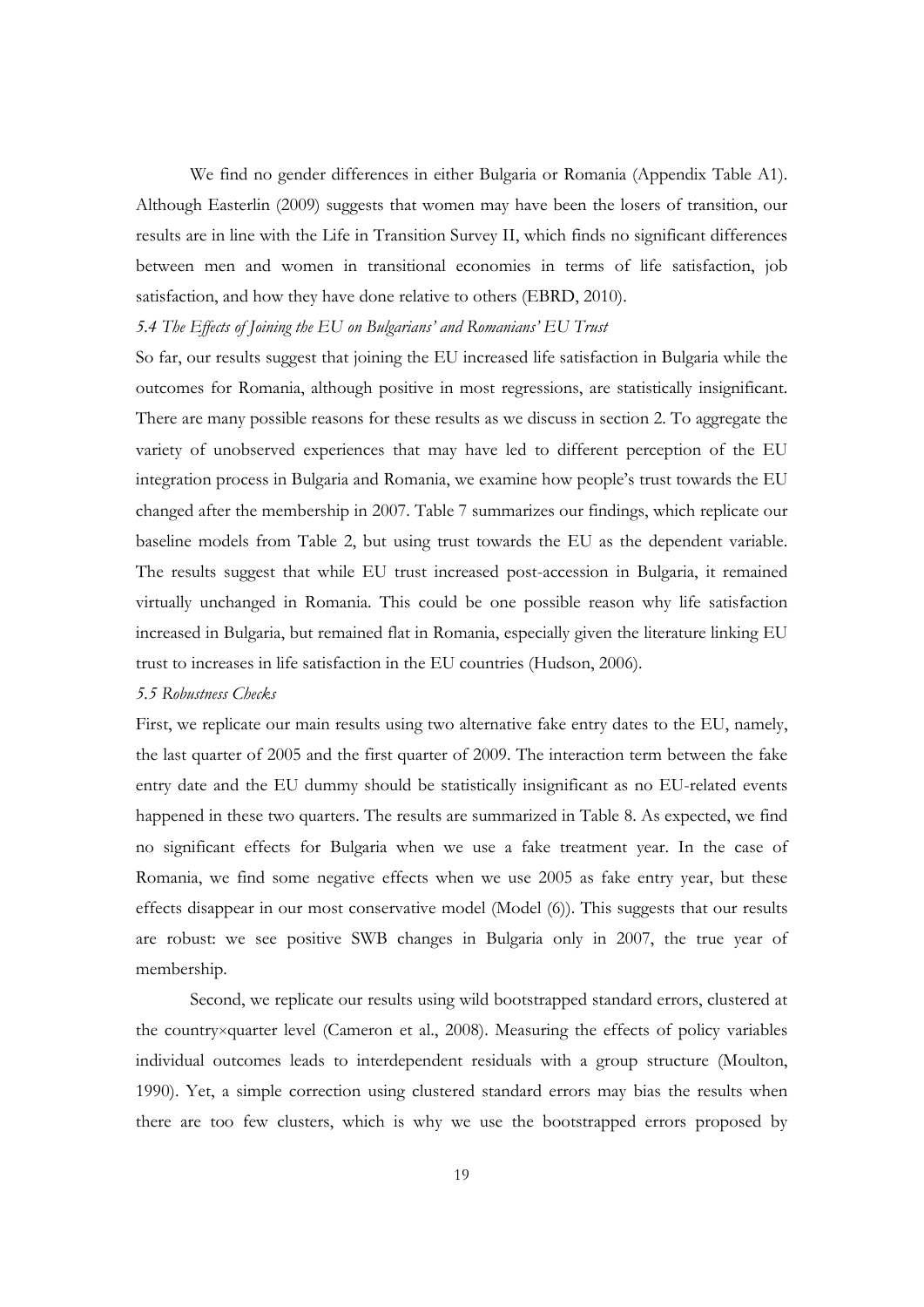We find no gender differences in either Bulgaria or Romania (Appendix Table A1). Although Easterlin (2009) suggests that women may have been the losers of transition, our results are in line with the Life in Transition Survey II, which finds no significant differences between men and women in transitional economies in terms of life satisfaction, job satisfaction, and how they have done relative to others (EBRD, 2010).

*5.4 The Effects of Joining the EU on Bulgarians' and Romanians' EU Trust*

So far, our results suggest that joining the EU increased life satisfaction in Bulgaria while the outcomes for Romania, although positive in most regressions, are statistically insignificant. There are many possible reasons for these results as we discuss in section 2. To aggregate the variety of unobserved experiences that may have led to different perception of the EU integration process in Bulgaria and Romania, we examine how people's trust towards the EU changed after the membership in 2007. Table 7 summarizes our findings, which replicate our baseline models from Table 2, but using trust towards the EU as the dependent variable. The results suggest that while EU trust increased post-accession in Bulgaria, it remained virtually unchanged in Romania. This could be one possible reason why life satisfaction increased in Bulgaria, but remained flat in Romania, especially given the literature linking EU trust to increases in life satisfaction in the EU countries (Hudson, 2006).

*5.5 Robustness Checks*

First, we replicate our main results using two alternative fake entry dates to the EU, namely, the last quarter of 2005 and the first quarter of 2009. The interaction term between the fake entry date and the EU dummy should be statistically insignificant as no EU-related events happened in these two quarters. The results are summarized in Table 8. As expected, we find no significant effects for Bulgaria when we use a fake treatment year. In the case of Romania, we find some negative effects when we use 2005 as fake entry year, but these effects disappear in our most conservative model (Model (6)). This suggests that our results are robust: we see positive SWB changes in Bulgaria only in 2007, the true year of membership.

Second, we replicate our results using wild bootstrapped standard errors, clustered at the country×quarter level (Cameron et al., 2008). Measuring the effects of policy variables individual outcomes leads to interdependent residuals with a group structure (Moulton, 1990). Yet, a simple correction using clustered standard errors may bias the results when there are too few clusters, which is why we use the bootstrapped errors proposed by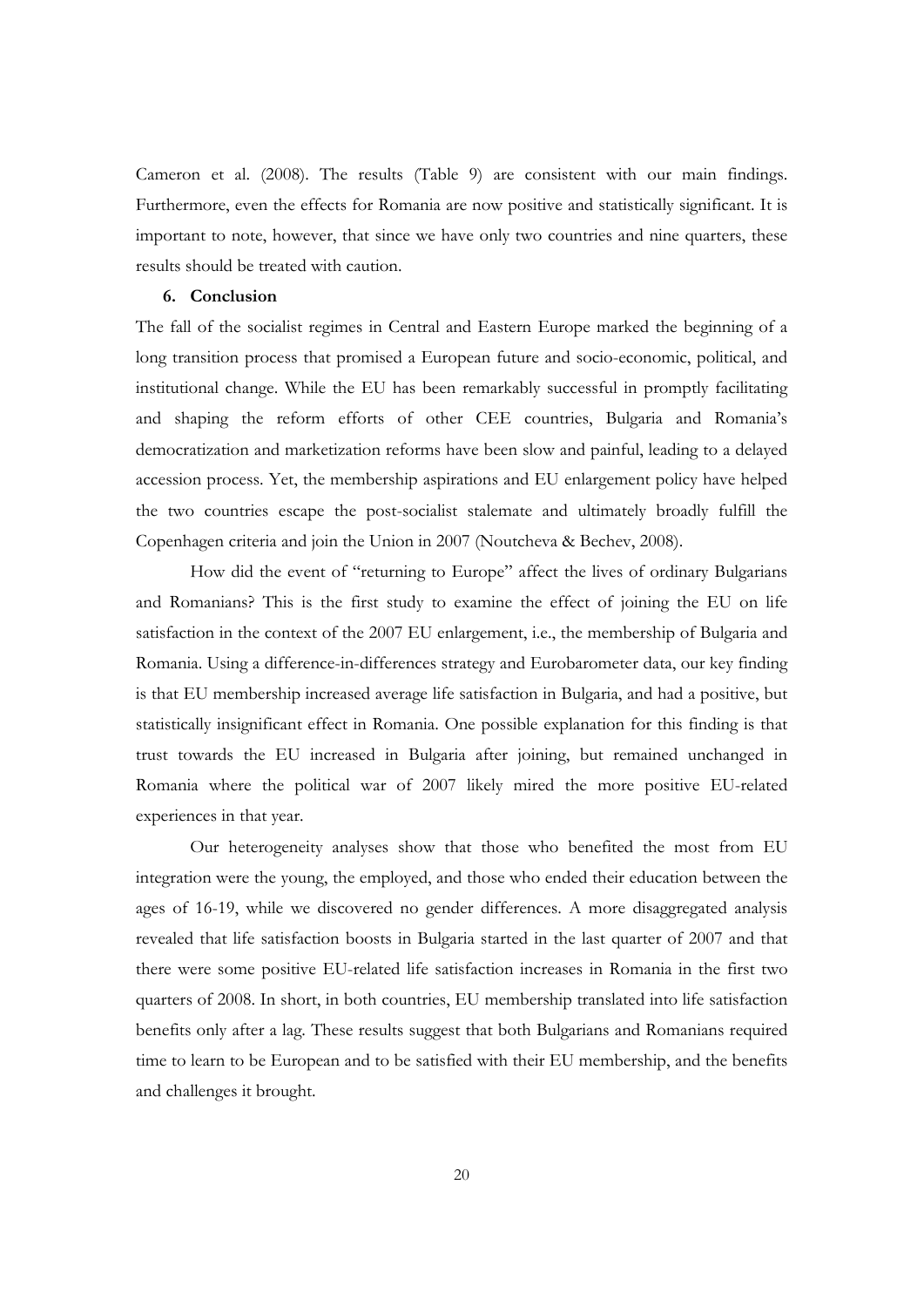Cameron et al. (2008). The results (Table 9) are consistent with our main findings. Furthermore, even the effects for Romania are now positive and statistically significant. It is important to note, however, that since we have only two countries and nine quarters, these results should be treated with caution.

## 6. Conclusion

The fall of the socialist regimes in Central and Eastern Europe marked the beginning of a long transition process that promised a European future and socio-economic, political, and institutional change. While the EU has been remarkably successful in promptly facilitating and shaping the reform efforts of other CEE countries, Bulgaria and Romania's democratization and marketization reforms have been slow and painful, leading to a delayed accession process. Yet, the membership aspirations and EU enlargement policy have helped the two countries escape the post-socialist stalemate and ultimately broadly fulfill the Copenhagen criteria and join the Union in 2007 (Noutcheva & Bechev, 2008).

How did the event of "returning to Europe" affect the lives of ordinary Bulgarians and Romanians? This is the first study to examine the effect of joining the EU on life satisfaction in the context of the 2007 EU enlargement, i.e., the membership of Bulgaria and Romania. Using a difference-in-differences strategy and Eurobarometer data, our key finding is that EU membership increased average life satisfaction in Bulgaria, and had a positive, but statistically insignificant effect in Romania. One possible explanation for this finding is that trust towards the EU increased in Bulgaria after joining, but remained unchanged in Romania where the political war of 2007 likely mired the more positive EU-related experiences in that year.

Our heterogeneity analyses show that those who benefited the most from EU integration were the young, the employed, and those who ended their education between the ages of 16-19, while we discovered no gender differences. A more disaggregated analysis revealed that life satisfaction boosts in Bulgaria started in the last quarter of 2007 and that there were some positive EU-related life satisfaction increases in Romania in the first two quarters of 2008. In short, in both countries, EU membership translated into life satisfaction benefits only after a lag. These results suggest that both Bulgarians and Romanians required time to learn to be European and to be satisfied with their EU membership, and the benefits and challenges it brought.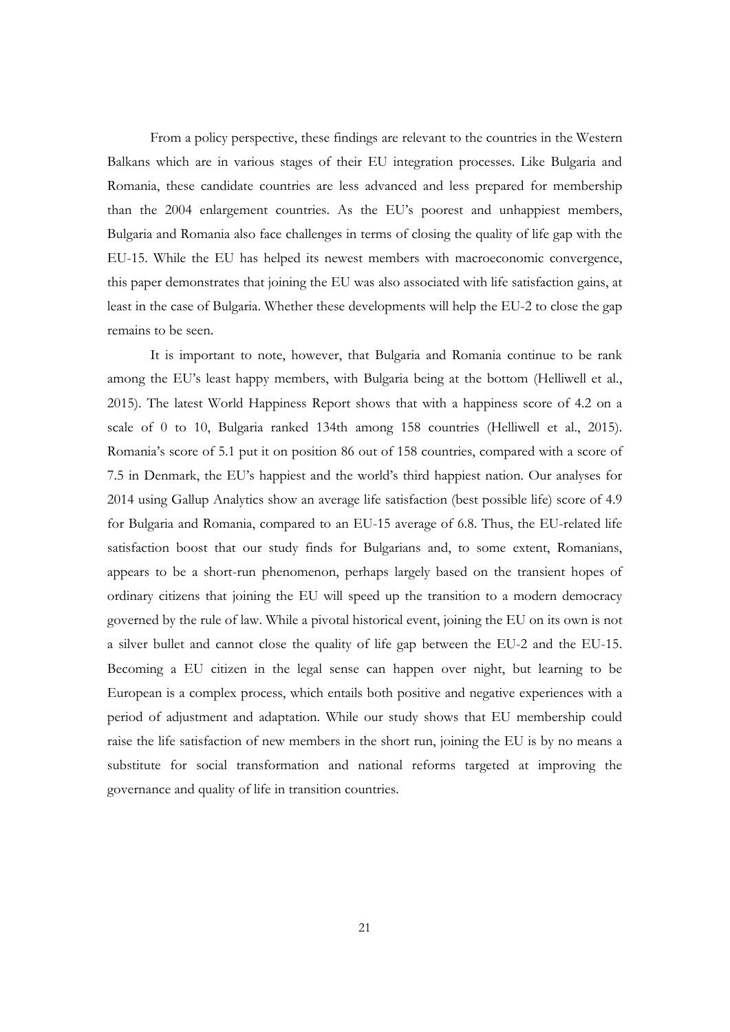From a policy perspective, these findings are relevant to the countries in the Western Balkans which are in various stages of their EU integration processes. Like Bulgaria and Romania, these candidate countries are less advanced and less prepared for membership than the 2004 enlargement countries. As the EU's poorest and unhappiest members, Bulgaria and Romania also face challenges in terms of closing the quality of life gap with the EU-15. While the EU has helped its newest members with macroeconomic convergence, this paper demonstrates that joining the EU was also associated with life satisfaction gains, at least in the case of Bulgaria. Whether these developments will help the EU-2 to close the gap remains to be seen.

It is important to note, however, that Bulgaria and Romania continue to be rank among the EU's least happy members, with Bulgaria being at the bottom (Helliwell et al., 2015). The latest World Happiness Report shows that with a happiness score of 4.2 on a scale of 0 to 10, Bulgaria ranked 134th among 158 countries (Helliwell et al., 2015). Romania's score of 5.1 put it on position 86 out of 158 countries, compared with a score of 7.5 in Denmark, the EU's happiest and the world's third happiest nation. Our analyses for 2014 using Gallup Analytics show an average life satisfaction (best possible life) score of 4.9 for Bulgaria and Romania, compared to an EU-15 average of 6.8. Thus, the EU-related life satisfaction boost that our study finds for Bulgarians and, to some extent, Romanians, appears to be a short-run phenomenon, perhaps largely based on the transient hopes of ordinary citizens that joining the EU will speed up the transition to a modern democracy governed by the rule of law. While a pivotal historical event, joining the EU on its own is not a silver bullet and cannot close the quality of life gap between the EU-2 and the EU-15. Becoming a EU citizen in the legal sense can happen over night, but learning to be European is a complex process, which entails both positive and negative experiences with a period of adjustment and adaptation. While our study shows that EU membership could raise the life satisfaction of new members in the short run, joining the EU is by no means a substitute for social transformation and national reforms targeted at improving the governance and quality of life in transition countries.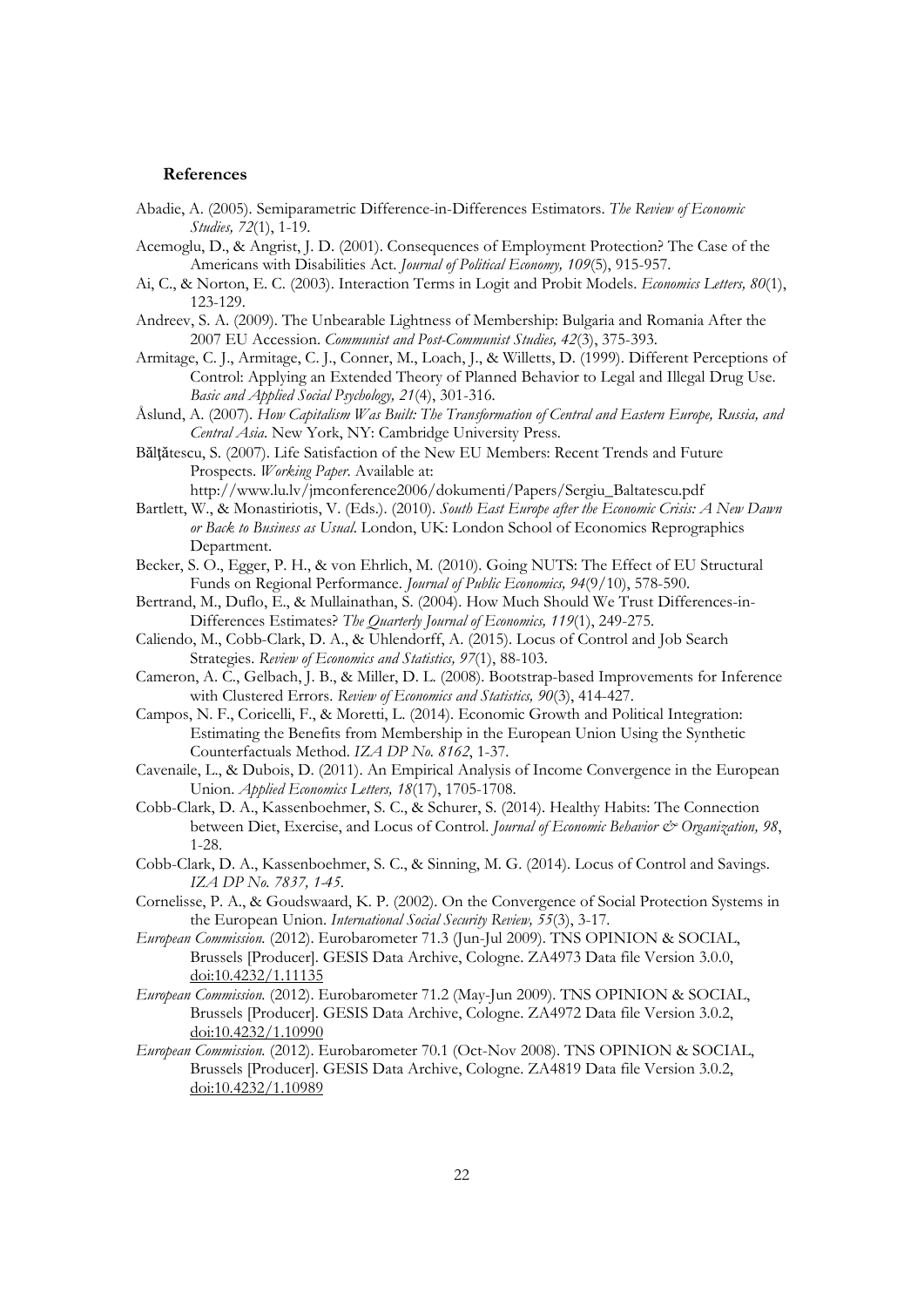## References

Abadie, A. (2005). Semiparametric Difference-in-Differences Estimators. *The Review of Economic Studies, 72*(1), 1-19.

Acemoglu, D., & Angrist, J. D. (2001). Consequences of Employment Protection? The Case of the Americans with Disabilities Act. *Journal of Political Economy, 109*(5), 915-957.

Ai, C., & Norton, E. C. (2003). Interaction Terms in Logit and Probit Models. *Economics Letters, 80*(1), 123-129.

Andreev, S. A. (2009). The Unbearable Lightness of Membership: Bulgaria and Romania After the 2007 EU Accession. *Communist and Post-Communist Studies, 42*(3), 375-393.

Armitage, C. J., Armitage, C. J., Conner, M., Loach, J., & Willetts, D. (1999). Different Perceptions of Control: Applying an Extended Theory of Planned Behavior to Legal and Illegal Drug Use. *Basic and Applied Social Psychology, 21*(4), 301-316.

Åslund, A. (2007). *How Capitalism Was Built: The Transformation of Central and Eastern Europe, Russia, and Central Asia*. New York, NY: Cambridge University Press.

Bălţătescu, S. (2007). Life Satisfaction of the New EU Members: Recent Trends and Future Prospects. *Working Paper*. Available at: http://www.lu.lv/jmconference2006/dokumenti/Papers/Sergiu_Baltatescu.pdf

Bartlett, W., & Monastiriotis, V. (Eds.). (2010). *South East Europe after the Economic Crisis: A New Dawn or Back to Business as Usual*. London, UK: London School of Economics Reprographics Department.

Becker, S. O., Egger, P. H., & von Ehrlich, M. (2010). Going NUTS: The Effect of EU Structural Funds on Regional Performance. *Journal of Public Economics, 94*(9/10), 578-590.

Bertrand, M., Duflo, E., & Mullainathan, S. (2004). How Much Should We Trust Differences-in-Differences Estimates? *The Quarterly Journal of Economics, 119*(1), 249-275.

Caliendo, M., Cobb-Clark, D. A., & Uhlendorff, A. (2015). Locus of Control and Job Search Strategies. *Review of Economics and Statistics, 97*(1), 88-103.

Cameron, A. C., Gelbach, J. B., & Miller, D. L. (2008). Bootstrap-based Improvements for Inference with Clustered Errors. *Review of Economics and Statistics, 90*(3), 414-427.

Campos, N. F., Coricelli, F., & Moretti, L. (2014). Economic Growth and Political Integration: Estimating the Benefits from Membership in the European Union Using the Synthetic Counterfactuals Method. *IZA DP No. 8162*, 1-37.

Cavenaile, L., & Dubois, D. (2011). An Empirical Analysis of Income Convergence in the European Union. *Applied Economics Letters, 18*(17), 1705-1708.

Cobb-Clark, D. A., Kassenboehmer, S. C., & Schurer, S. (2014). Healthy Habits: The Connection between Diet, Exercise, and Locus of Control. *Journal of Economic Behavior & Organization, 98*, 1-28.

Cobb-Clark, D. A., Kassenboehmer, S. C., & Sinning, M. G. (2014). Locus of Control and Savings. *IZA DP No. 7837, 1-45*.

Cornelisse, P. A., & Goudswaard, K. P. (2002). On the Convergence of Social Protection Systems in the European Union. *International Social Security Review, 55*(3), 3-17.

*European Commission.* (2012). Eurobarometer 71.3 (Jun-Jul 2009). TNS OPINION & SOCIAL, Brussels [Producer]. GESIS Data Archive, Cologne. ZA4973 Data file Version 3.0.0, doi:10.4232/1.11135

*European Commission.* (2012). Eurobarometer 71.2 (May-Jun 2009). TNS OPINION & SOCIAL, Brussels [Producer]. GESIS Data Archive, Cologne. ZA4972 Data file Version 3.0.2, doi:10.4232/1.10990

*European Commission.* (2012). Eurobarometer 70.1 (Oct-Nov 2008). TNS OPINION & SOCIAL, Brussels [Producer]. GESIS Data Archive, Cologne. ZA4819 Data file Version 3.0.2, doi:10.4232/1.10989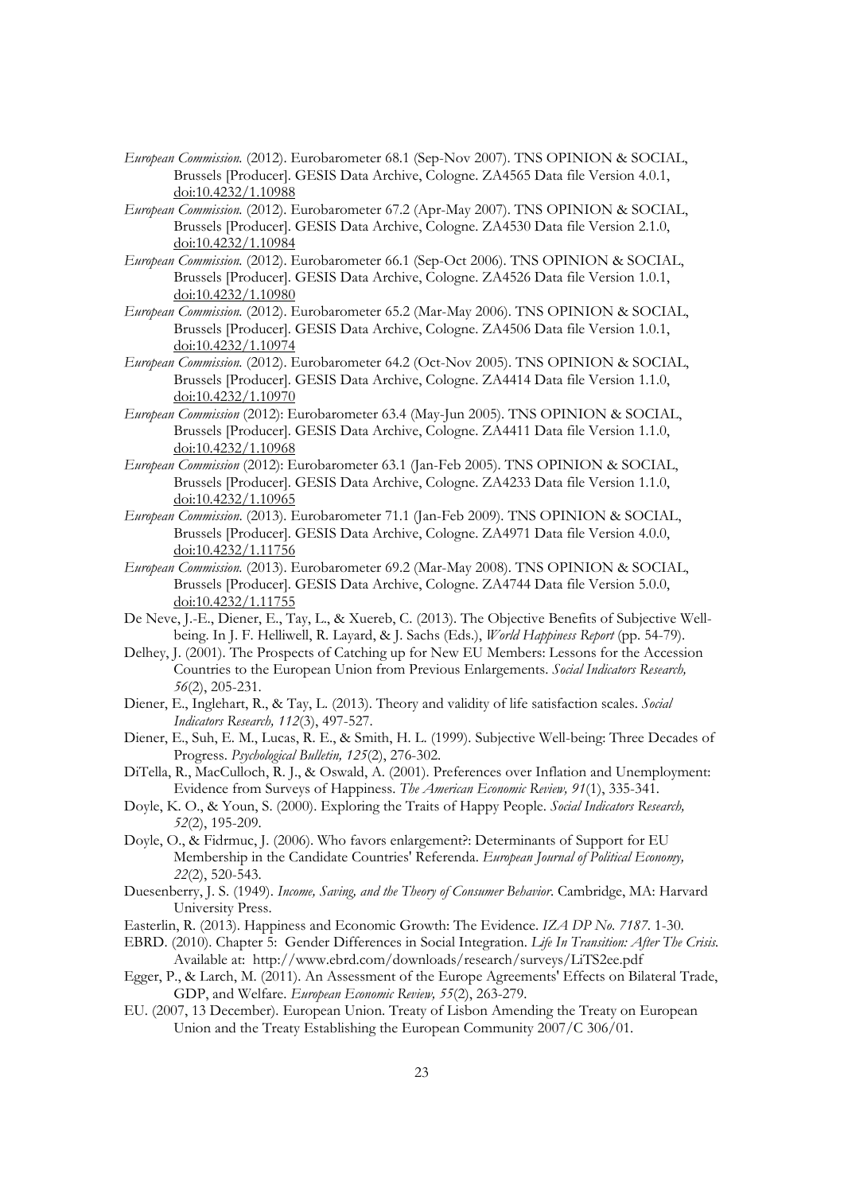*European Commission.* (2012). Eurobarometer 68.1 (Sep-Nov 2007). TNS OPINION & SOCIAL, Brussels [Producer]. GESIS Data Archive, Cologne. ZA4565 Data file Version 4.0.1, doi:10.4232/1.10988

*European Commission.* (2012). Eurobarometer 67.2 (Apr-May 2007). TNS OPINION & SOCIAL, Brussels [Producer]. GESIS Data Archive, Cologne. ZA4530 Data file Version 2.1.0, doi:10.4232/1.10984

*European Commission.* (2012). Eurobarometer 66.1 (Sep-Oct 2006). TNS OPINION & SOCIAL, Brussels [Producer]. GESIS Data Archive, Cologne. ZA4526 Data file Version 1.0.1, doi:10.4232/1.10980

*European Commission.* (2012). Eurobarometer 65.2 (Mar-May 2006). TNS OPINION & SOCIAL, Brussels [Producer]. GESIS Data Archive, Cologne. ZA4506 Data file Version 1.0.1, doi:10.4232/1.10974

*European Commission.* (2012). Eurobarometer 64.2 (Oct-Nov 2005). TNS OPINION & SOCIAL, Brussels [Producer]. GESIS Data Archive, Cologne. ZA4414 Data file Version 1.1.0, doi:10.4232/1.10970

*European Commission* (2012): Eurobarometer 63.4 (May-Jun 2005). TNS OPINION & SOCIAL, Brussels [Producer]. GESIS Data Archive, Cologne. ZA4411 Data file Version 1.1.0, doi:10.4232/1.10968

*European Commission* (2012): Eurobarometer 63.1 (Jan-Feb 2005). TNS OPINION & SOCIAL, Brussels [Producer]. GESIS Data Archive, Cologne. ZA4233 Data file Version 1.1.0, doi:10.4232/1.10965

*European Commission*. (2013). Eurobarometer 71.1 (Jan-Feb 2009). TNS OPINION & SOCIAL, Brussels [Producer]. GESIS Data Archive, Cologne. ZA4971 Data file Version 4.0.0, doi:10.4232/1.11756

*European Commission.* (2013). Eurobarometer 69.2 (Mar-May 2008). TNS OPINION & SOCIAL, Brussels [Producer]. GESIS Data Archive, Cologne. ZA4744 Data file Version 5.0.0, doi:10.4232/1.11755

De Neve, J.-E., Diener, E., Tay, L., & Xuereb, C. (2013). The Objective Benefits of Subjective Well-being. In J. F. Helliwell, R. Layard, & J. Sachs (Eds.), *World Happiness Report* (pp. 54-79).

Delhey, J. (2001). The Prospects of Catching up for New EU Members: Lessons for the Accession Countries to the European Union from Previous Enlargements. *Social Indicators Research, 56*(2), 205-231.

Diener, E., Inglehart, R., & Tay, L. (2013). Theory and validity of life satisfaction scales. *Social Indicators Research, 112*(3), 497-527.

Diener, E., Suh, E. M., Lucas, R. E., & Smith, H. L. (1999). Subjective Well-being: Three Decades of Progress. *Psychological Bulletin, 125*(2), 276-302.

DiTella, R., MacCulloch, R. J., & Oswald, A. (2001). Preferences over Inflation and Unemployment: Evidence from Surveys of Happiness. *The American Economic Review, 91*(1), 335-341.

Doyle, K. O., & Youn, S. (2000). Exploring the Traits of Happy People. *Social Indicators Research, 52*(2), 195-209.

Doyle, O., & Fidrmuc, J. (2006). Who favors enlargement?: Determinants of Support for EU Membership in the Candidate Countries' Referenda. *European Journal of Political Economy, 22*(2), 520-543.

Duesenberry, J. S. (1949). *Income, Saving, and the Theory of Consumer Behavior*. Cambridge, MA: Harvard University Press.

Easterlin, R. (2013). Happiness and Economic Growth: The Evidence. *IZA DP No. 7187*. 1-30.

EBRD. (2010). Chapter 5: Gender Differences in Social Integration. *Life In Transition: After The Crisis.* Available at: http://www.ebrd.com/downloads/research/surveys/LiTS2ee.pdf

Egger, P., & Larch, M. (2011). An Assessment of the Europe Agreements' Effects on Bilateral Trade, GDP, and Welfare. *European Economic Review, 55*(2), 263-279.

EU. (2007, 13 December). European Union. Treaty of Lisbon Amending the Treaty on European Union and the Treaty Establishing the European Community 2007/C 306/01.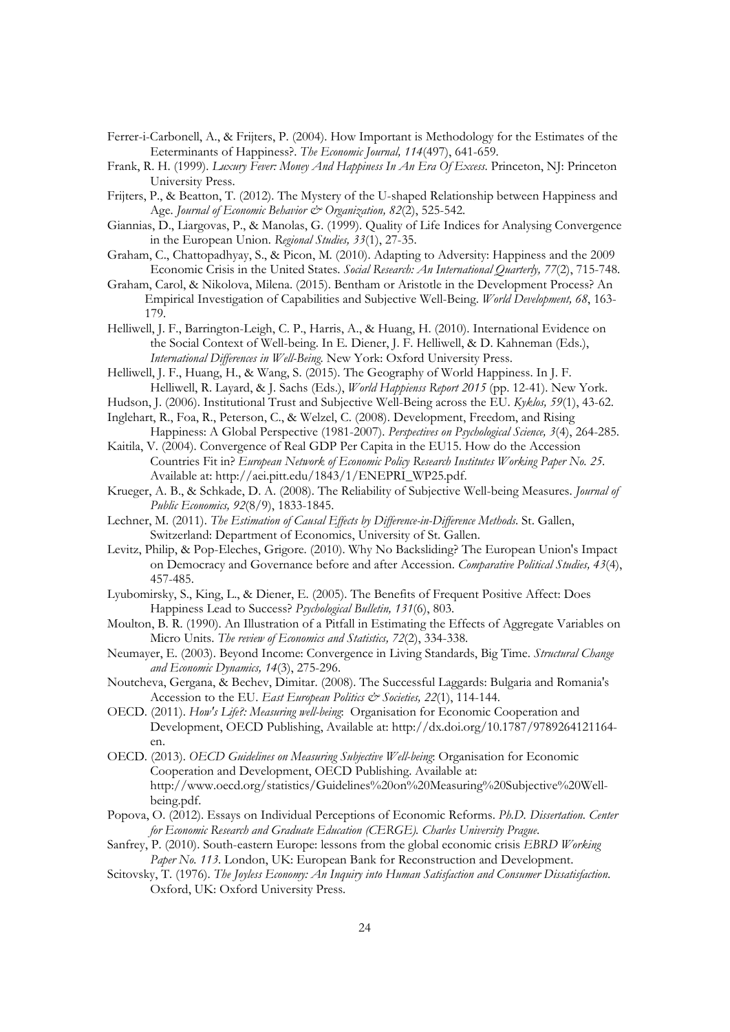Ferrer-i-Carbonell, A., & Frijters, P. (2004). How Important is Methodology for the Estimates of the Eeterminants of Happiness?. *The Economic Journal, 114*(497), 641-659.

Frank, R. H. (1999). *Luxury Fever: Money And Happiness In An Era Of Excess*. Princeton, NJ: Princeton University Press.

Frijters, P., & Beatton, T. (2012). The Mystery of the U-shaped Relationship between Happiness and Age. *Journal of Economic Behavior & Organization, 82*(2), 525-542.

Giannias, D., Liargovas, P., & Manolas, G. (1999). Quality of Life Indices for Analysing Convergence in the European Union. *Regional Studies, 33*(1), 27-35.

Graham, C., Chattopadhyay, S., & Picon, M. (2010). Adapting to Adversity: Happiness and the 2009 Economic Crisis in the United States. *Social Research: An International Quarterly, 77*(2), 715-748.

Graham, Carol, & Nikolova, Milena. (2015). Bentham or Aristotle in the Development Process? An Empirical Investigation of Capabilities and Subjective Well-Being. *World Development, 68*, 163-179.

Helliwell, J. F., Barrington-Leigh, C. P., Harris, A., & Huang, H. (2010). International Evidence on the Social Context of Well-being. In E. Diener, J. F. Helliwell, & D. Kahneman (Eds.), *International Differences in Well-Being*. New York: Oxford University Press.

Helliwell, J. F., Huang, H., & Wang, S. (2015). The Geography of World Happiness. In J. F. Helliwell, R. Layard, & J. Sachs (Eds.), *World Happienss Report 2015* (pp. 12-41). New York.

Hudson, J. (2006). Institutional Trust and Subjective Well-Being across the EU. *Kyklos, 59*(1), 43-62.

Inglehart, R., Foa, R., Peterson, C., & Welzel, C. (2008). Development, Freedom, and Rising Happiness: A Global Perspective (1981-2007). *Perspectives on Psychological Science, 3*(4), 264-285.

Kaitila, V. (2004). Convergence of Real GDP Per Capita in the EU15. How do the Accession Countries Fit in? *European Network of Economic Policy Research Institutes Working Paper No. 25*. Available at: http://aei.pitt.edu/1843/1/ENEPRI_WP25.pdf.

Krueger, A. B., & Schkade, D. A. (2008). The Reliability of Subjective Well-being Measures. *Journal of Public Economics, 92*(8/9), 1833-1845.

Lechner, M. (2011). *The Estimation of Causal Effects by Difference-in-Difference Methods*. St. Gallen, Switzerland: Department of Economics, University of St. Gallen.

Levitz, Philip, & Pop-Eleches, Grigore. (2010). Why No Backsliding? The European Union's Impact on Democracy and Governance before and after Accession. *Comparative Political Studies, 43*(4), 457-485.

Lyubomirsky, S., King, L., & Diener, E. (2005). The Benefits of Frequent Positive Affect: Does Happiness Lead to Success? *Psychological Bulletin, 131*(6), 803.

Moulton, B. R. (1990). An Illustration of a Pitfall in Estimating the Effects of Aggregate Variables on Micro Units. *The review of Economics and Statistics, 72*(2), 334-338.

Neumayer, E. (2003). Beyond Income: Convergence in Living Standards, Big Time. *Structural Change and Economic Dynamics, 14*(3), 275-296.

Noutcheva, Gergana, & Bechev, Dimitar. (2008). The Successful Laggards: Bulgaria and Romania's Accession to the EU. *East European Politics & Societies, 22*(1), 114-144.

OECD. (2011). *How's Life?: Measuring well-being*: Organisation for Economic Cooperation and Development, OECD Publishing, Available at: http://dx.doi.org/10.1787/9789264121164-en.

OECD. (2013). *OECD Guidelines on Measuring Subjective Well-being*: Organisation for Economic Cooperation and Development, OECD Publishing. Available at: http://www.oecd.org/statistics/Guidelines%20on%20Measuring%20Subjective%20Well-being.pdf.

Popova, O. (2012). Essays on Individual Perceptions of Economic Reforms. *Ph.D. Dissertation. Center for Economic Research and Graduate Education (CERGE). Charles University Prague*.

Sanfrey, P. (2010). South-eastern Europe: lessons from the global economic crisis *EBRD Working Paper No. 113*. London, UK: European Bank for Reconstruction and Development.

Scitovsky, T. (1976). *The Joyless Economy: An Inquiry into Human Satisfaction and Consumer Dissatisfaction*. Oxford, UK: Oxford University Press.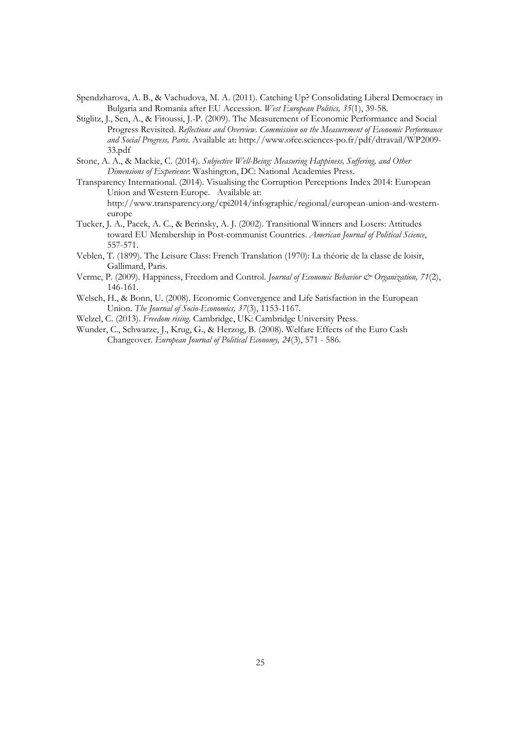Spendzharova, A. B., & Vachudova, M. A. (2011). Catching Up? Consolidating Liberal Democracy in Bulgaria and Romania after EU Accession. *West European Politics, 35*(1), 39-58.

Stiglitz, J., Sen, A., & Fitoussi, J.-P. (2009). The Measurement of Economic Performance and Social Progress Revisited. *Reflections and Overview. Commission on the Measurement of Economic Performance and Social Progress, Paris*. Available at: http://www.ofce.sciences-po.fr/pdf/dtravail/WP2009-33.pdf

Stone, A. A., & Mackie, C. (2014). *Subjective Well-Being: Measuring Happiness, Suffering, and Other Dimensions of Experience*: Washington, DC: National Academies Press.

Transparency International. (2014). Visualising the Corruption Perceptions Index 2014: European Union and Western Europe. Available at: http://www.transparency.org/cpi2014/infographic/regional/european-union-and-western-europe

Tucker, J. A., Pacek, A. C., & Berinsky, A. J. (2002). Transitional Winners and Losers: Attitudes toward EU Membership in Post-communist Countries. *American Journal of Political Science*, 557-571.

Veblen, T. (1899). The Leisure Class: French Translation (1970): La théorie de la classe de loisir, Gallimard, Paris.

Verme, P. (2009). Happiness, Freedom and Control. *Journal of Economic Behavior & Organization, 71*(2), 146-161.

Welsch, H., & Bonn, U. (2008). Economic Convergence and Life Satisfaction in the European Union. *The Journal of Socio-Economics, 37*(3), 1153-1167.

Welzel, C. (2013). *Freedom rising*. Cambridge, UK: Cambridge University Press.

Wunder, C., Schwarze, J., Krug, G., & Herzog, B. (2008). Welfare Effects of the Euro Cash Changeover. *European Journal of Political Economy, 24*(3), 571 - 586.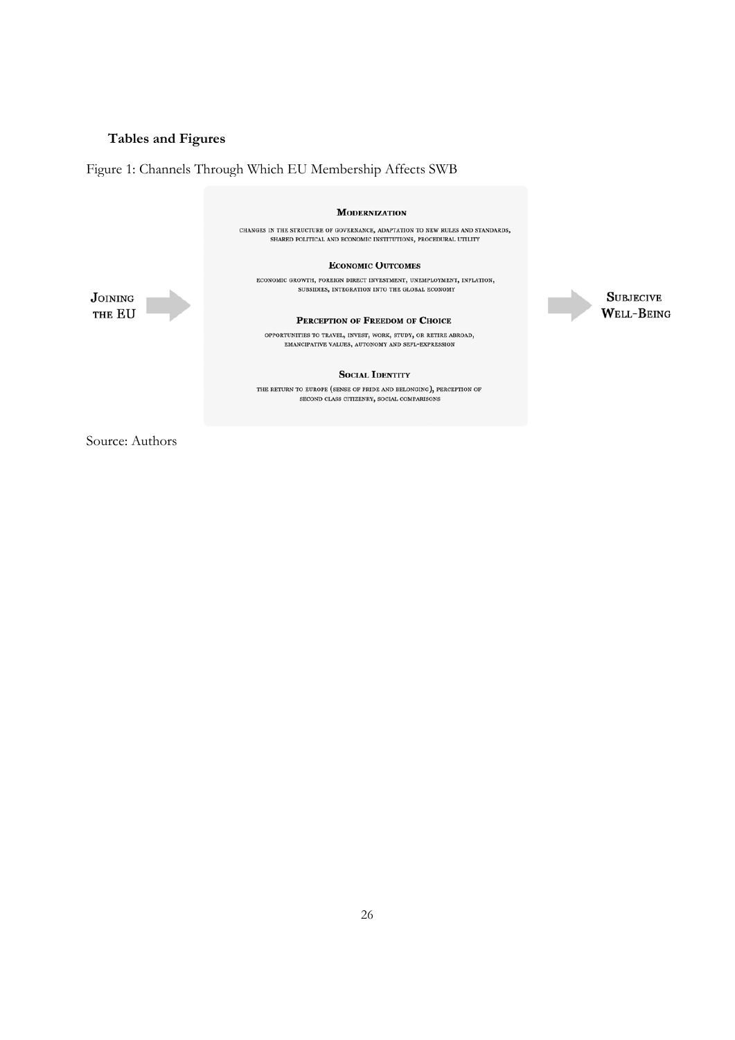**Tables and Figures**

Figure 1: Channels Through Which EU Membership Affects SWB

**JOINING THE EU** →

**MODERNIZATION**

CHANGES IN THE STRUCTURE OF GOVERNANCE, ADAPTATION TO NEW RULES AND STANDARDS, SHARED POLITICAL AND ECONOMIC INSTITUTIONS, PROCEDURAL UTILITY

**ECONOMIC OUTCOMES**

ECONOMIC GROWTH, FOREIGN DIRECT INVESTMENT, UNEMPLOYMENT, INFLATION, SUBSIDIES, INTEGRATION INTO THE GLOBAL ECONOMY

**PERCEPTION OF FREEDOM OF CHOICE**

OPPORTUNITIES TO TRAVEL, INVEST, WORK, STUDY, OR RETIRE ABROAD, EMANCIPATIVE VALUES, AUTONOMY AND SEFL-EXPRESSION

**SOCIAL IDENTITY**

THE RETURN TO EUROPE (SENSE OF PRIDE AND BELONGING), PERCEPTION OF SECOND CLASS CITIZENRY, SOCIAL COMPARISONS

→ **SUBJECIVE WELL-BEING**

Source: Authors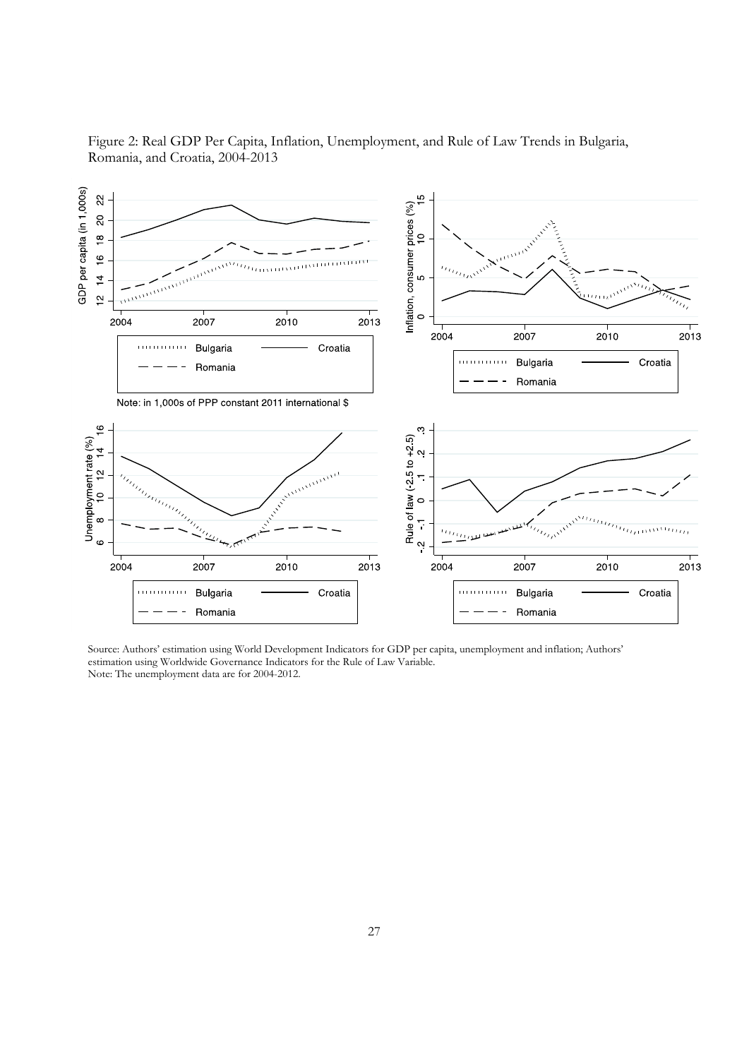Figure 2: Real GDP Per Capita, Inflation, Unemployment, and Rule of Law Trends in Bulgaria, Romania, and Croatia, 2004-2013

Source: Authors' estimation using World Development Indicators for GDP per capita, unemployment and inflation; Authors' estimation using Worldwide Governance Indicators for the Rule of Law Variable.
Note: The unemployment data are for 2004-2012.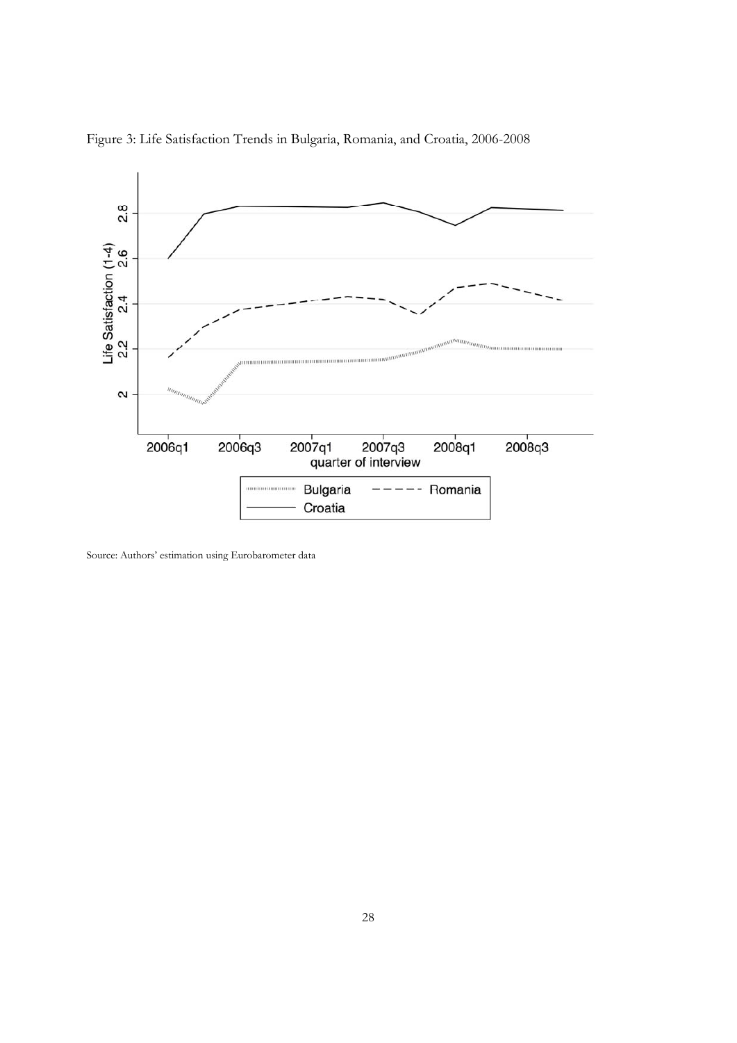Figure 3: Life Satisfaction Trends in Bulgaria, Romania, and Croatia, 2006-2008

Source: Authors' estimation using Eurobarometer data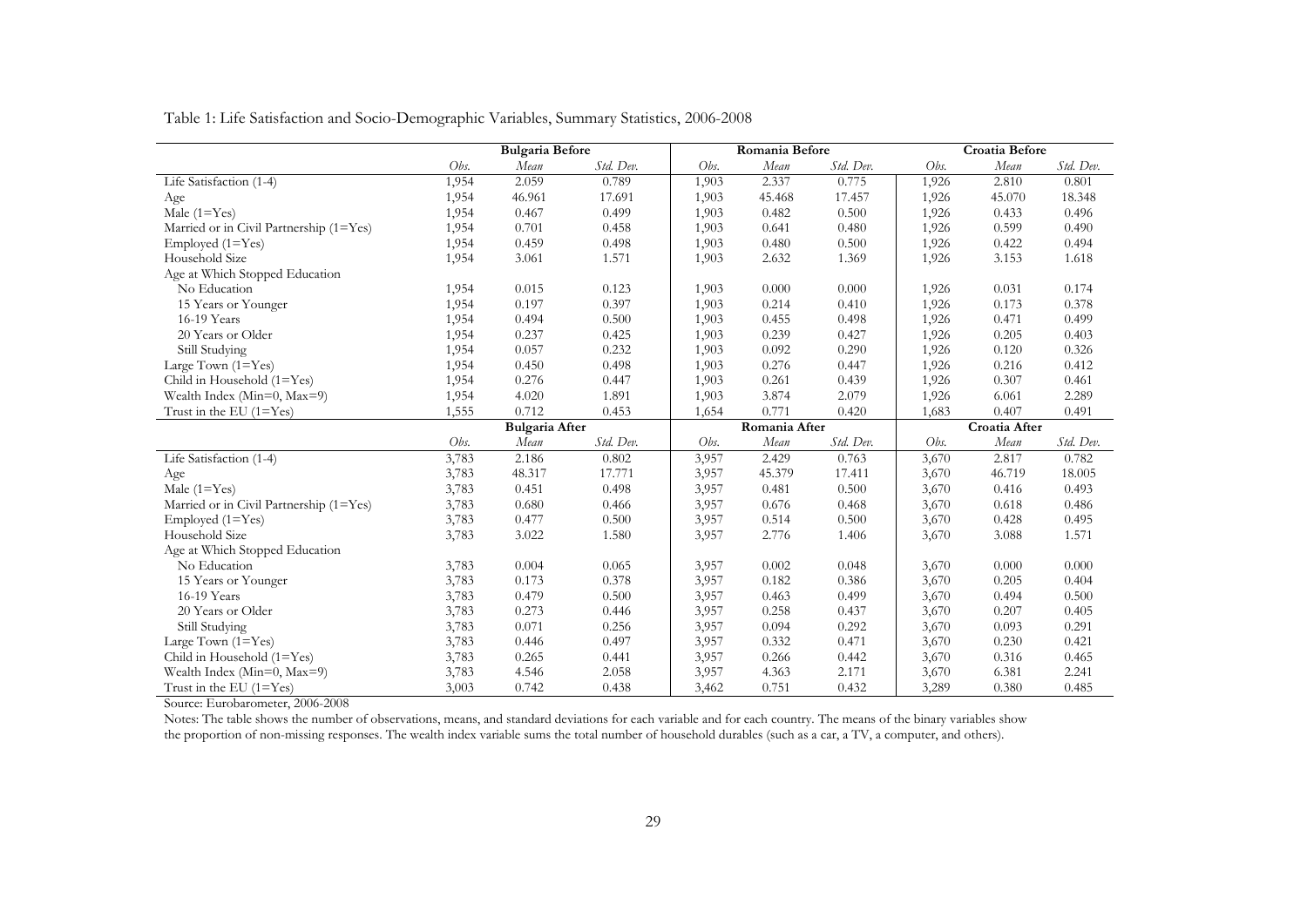Table 1: Life Satisfaction and Socio-Demographic Variables, Summary Statistics, 2006-2008

| | Bulgaria Before | | | Romania Before | | | Croatia Before | | |
|---|---|---|---|---|---|---|---|---|---|
| | *Obs.* | *Mean* | *Std. Dev.* | *Obs.* | *Mean* | *Std. Dev.* | *Obs.* | *Mean* | *Std. Dev.* |
| Life Satisfaction (1-4) | 1,954 | 2.059 | 0.789 | 1,903 | 2.337 | 0.775 | 1,926 | 2.810 | 0.801 |
| Age | 1,954 | 46.961 | 17.691 | 1,903 | 45.468 | 17.457 | 1,926 | 45.070 | 18.348 |
| Male (1=Yes) | 1,954 | 0.467 | 0.499 | 1,903 | 0.482 | 0.500 | 1,926 | 0.433 | 0.496 |
| Married or in Civil Partnership (1=Yes) | 1,954 | 0.701 | 0.458 | 1,903 | 0.641 | 0.480 | 1,926 | 0.599 | 0.490 |
| Employed (1=Yes) | 1,954 | 0.459 | 0.498 | 1,903 | 0.480 | 0.500 | 1,926 | 0.422 | 0.494 |
| Household Size | 1,954 | 3.061 | 1.571 | 1,903 | 2.632 | 1.369 | 1,926 | 3.153 | 1.618 |
| Age at Which Stopped Education | | | | | | | | | |
| No Education | 1,954 | 0.015 | 0.123 | 1,903 | 0.000 | 0.000 | 1,926 | 0.031 | 0.174 |
| 15 Years or Younger | 1,954 | 0.197 | 0.397 | 1,903 | 0.214 | 0.410 | 1,926 | 0.173 | 0.378 |
| 16-19 Years | 1,954 | 0.494 | 0.500 | 1,903 | 0.455 | 0.498 | 1,926 | 0.471 | 0.499 |
| 20 Years or Older | 1,954 | 0.237 | 0.425 | 1,903 | 0.239 | 0.427 | 1,926 | 0.205 | 0.403 |
| Still Studying | 1,954 | 0.057 | 0.232 | 1,903 | 0.092 | 0.290 | 1,926 | 0.120 | 0.326 |
| Large Town (1=Yes) | 1,954 | 0.450 | 0.498 | 1,903 | 0.276 | 0.447 | 1,926 | 0.216 | 0.412 |
| Child in Household (1=Yes) | 1,954 | 0.276 | 0.447 | 1,903 | 0.261 | 0.439 | 1,926 | 0.307 | 0.461 |
| Wealth Index (Min=0, Max=9) | 1,954 | 4.020 | 1.891 | 1,903 | 3.874 | 2.079 | 1,926 | 6.061 | 2.289 |
| Trust in the EU (1=Yes) | 1,555 | 0.712 | 0.453 | 1,654 | 0.771 | 0.420 | 1,683 | 0.407 | 0.491 |
| | **Bulgaria After** | | | **Romania After** | | | **Croatia After** | | |
| | *Obs.* | *Mean* | *Std. Dev.* | *Obs.* | *Mean* | *Std. Dev.* | *Obs.* | *Mean* | *Std. Dev.* |
| Life Satisfaction (1-4) | 3,783 | 2.186 | 0.802 | 3,957 | 2.429 | 0.763 | 3,670 | 2.817 | 0.782 |
| Age | 3,783 | 48.317 | 17.771 | 3,957 | 45.379 | 17.411 | 3,670 | 46.719 | 18.005 |
| Male (1=Yes) | 3,783 | 0.451 | 0.498 | 3,957 | 0.481 | 0.500 | 3,670 | 0.416 | 0.493 |
| Married or in Civil Partnership (1=Yes) | 3,783 | 0.680 | 0.466 | 3,957 | 0.676 | 0.468 | 3,670 | 0.618 | 0.486 |
| Employed (1=Yes) | 3,783 | 0.477 | 0.500 | 3,957 | 0.514 | 0.500 | 3,670 | 0.428 | 0.495 |
| Household Size | 3,783 | 3.022 | 1.580 | 3,957 | 2.776 | 1.406 | 3,670 | 3.088 | 1.571 |
| Age at Which Stopped Education | | | | | | | | | |
| No Education | 3,783 | 0.004 | 0.065 | 3,957 | 0.002 | 0.048 | 3,670 | 0.000 | 0.000 |
| 15 Years or Younger | 3,783 | 0.173 | 0.378 | 3,957 | 0.182 | 0.386 | 3,670 | 0.205 | 0.404 |
| 16-19 Years | 3,783 | 0.479 | 0.500 | 3,957 | 0.463 | 0.499 | 3,670 | 0.494 | 0.500 |
| 20 Years or Older | 3,783 | 0.273 | 0.446 | 3,957 | 0.258 | 0.437 | 3,670 | 0.207 | 0.405 |
| Still Studying | 3,783 | 0.071 | 0.256 | 3,957 | 0.094 | 0.292 | 3,670 | 0.093 | 0.291 |
| Large Town (1=Yes) | 3,783 | 0.446 | 0.497 | 3,957 | 0.332 | 0.471 | 3,670 | 0.230 | 0.421 |
| Child in Household (1=Yes) | 3,783 | 0.265 | 0.441 | 3,957 | 0.266 | 0.442 | 3,670 | 0.316 | 0.465 |
| Wealth Index (Min=0, Max=9) | 3,783 | 4.546 | 2.058 | 3,957 | 4.363 | 2.171 | 3,670 | 6.381 | 2.241 |
| Trust in the EU (1=Yes) | 3,003 | 0.742 | 0.438 | 3,462 | 0.751 | 0.432 | 3,289 | 0.380 | 0.485 |

Source: Eurobarometer, 2006-2008

Notes: The table shows the number of observations, means, and standard deviations for each variable and for each country. The means of the binary variables show the proportion of non-missing responses. The wealth index variable sums the total number of household durables (such as a car, a TV, a computer, and others).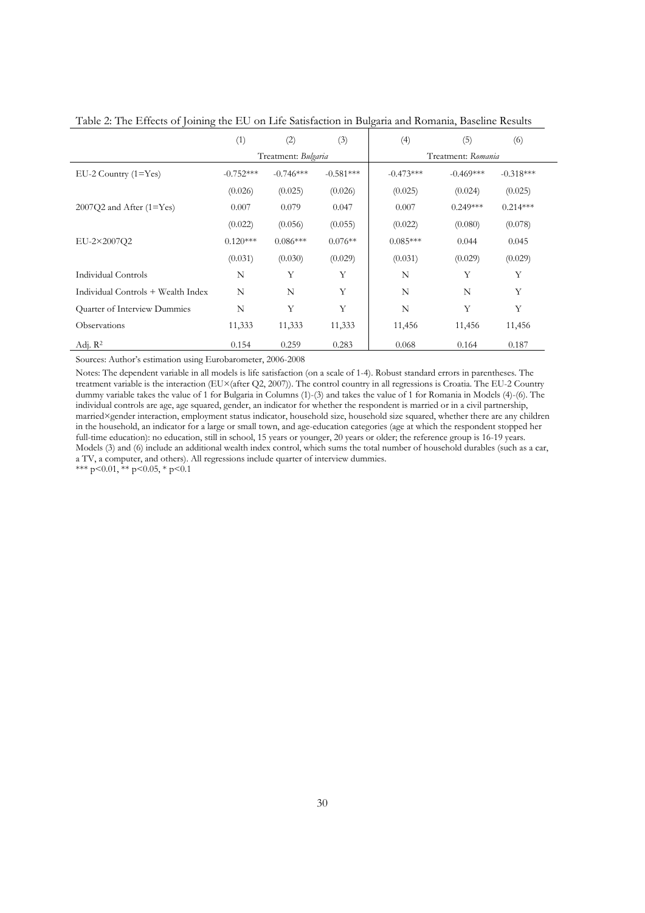Table 2: The Effects of Joining the EU on Life Satisfaction in Bulgaria and Romania, Baseline Results

| | (1) | (2) | (3) | (4) | (5) | (6) |
|---|---|---|---|---|---|---|
| | Treatment: *Bulgaria* | | | Treatment: *Romania* | | |
| EU-2 Country (1=Yes) | -0.752*** | -0.746*** | -0.581*** | -0.473*** | -0.469*** | -0.318*** |
| | (0.026) | (0.025) | (0.026) | (0.025) | (0.024) | (0.025) |
| 2007Q2 and After (1=Yes) | 0.007 | 0.079 | 0.047 | 0.007 | 0.249*** | 0.214*** |
| | (0.022) | (0.056) | (0.055) | (0.022) | (0.080) | (0.078) |
| EU-2×2007Q2 | 0.120*** | 0.086*** | 0.076** | 0.085*** | 0.044 | 0.045 |
| | (0.031) | (0.030) | (0.029) | (0.031) | (0.029) | (0.029) |
| Individual Controls | N | Y | Y | N | Y | Y |
| Individual Controls + Wealth Index | N | N | Y | N | N | Y |
| Quarter of Interview Dummies | N | Y | Y | N | Y | Y |
| Observations | 11,333 | 11,333 | 11,333 | 11,456 | 11,456 | 11,456 |
| Adj. $R^2$ | 0.154 | 0.259 | 0.283 | 0.068 | 0.164 | 0.187 |

Sources: Author's estimation using Eurobarometer, 2006-2008

Notes: The dependent variable in all models is life satisfaction (on a scale of 1-4). Robust standard errors in parentheses. The treatment variable is the interaction (EU×(after Q2, 2007)). The control country in all regressions is Croatia. The EU-2 Country dummy variable takes the value of 1 for Bulgaria in Columns (1)-(3) and takes the value of 1 for Romania in Models (4)-(6). The individual controls are age, age squared, gender, an indicator for whether the respondent is married or in a civil partnership, married×gender interaction, employment status indicator, household size, household size squared, whether there are any children in the household, an indicator for a large or small town, and age-education categories (age at which the respondent stopped her full-time education): no education, still in school, 15 years or younger, 20 years or older; the reference group is 16-19 years. Models (3) and (6) include an additional wealth index control, which sums the total number of household durables (such as a car, a TV, a computer, and others). All regressions include quarter of interview dummies.

*** $p<0.01$, ** $p<0.05$, * $p<0.1$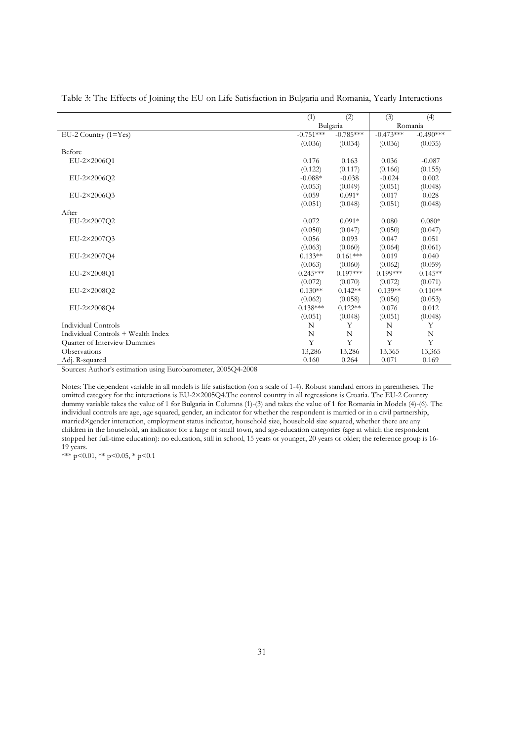Table 3: The Effects of Joining the EU on Life Satisfaction in Bulgaria and Romania, Yearly Interactions

| | (1) | (2) | (3) | (4) |
|---|---|---|---|---|
| | Bulgaria | | Romania | |
| EU-2 Country (1=Yes) | -0.751*** | -0.785*** | -0.473*** | -0.490*** |
| | (0.036) | (0.034) | (0.036) | (0.035) |
| Before | | | | |
| EU-2×2006Q1 | 0.176 | 0.163 | 0.036 | -0.087 |
| | (0.122) | (0.117) | (0.166) | (0.155) |
| EU-2×2006Q2 | -0.088* | -0.038 | -0.024 | 0.002 |
| | (0.053) | (0.049) | (0.051) | (0.048) |
| EU-2×2006Q3 | 0.059 | 0.091* | 0.017 | 0.028 |
| | (0.051) | (0.048) | (0.051) | (0.048) |
| After | | | | |
| EU-2×2007Q2 | 0.072 | 0.091* | 0.080 | 0.080* |
| | (0.050) | (0.047) | (0.050) | (0.047) |
| EU-2×2007Q3 | 0.056 | 0.093 | 0.047 | 0.051 |
| | (0.063) | (0.060) | (0.064) | (0.061) |
| EU-2×2007Q4 | 0.133** | 0.161*** | 0.019 | 0.040 |
| | (0.063) | (0.060) | (0.062) | (0.059) |
| EU-2×2008Q1 | 0.245*** | 0.197*** | 0.199*** | 0.145** |
| | (0.072) | (0.070) | (0.072) | (0.071) |
| EU-2×2008Q2 | 0.130** | 0.142** | 0.139** | 0.110** |
| | (0.062) | (0.058) | (0.056) | (0.053) |
| EU-2×2008Q4 | 0.138*** | 0.122** | 0.076 | 0.012 |
| | (0.051) | (0.048) | (0.051) | (0.048) |
| Individual Controls | N | Y | N | Y |
| Individual Controls + Wealth Index | N | N | N | N |
| Quarter of Interview Dummies | Y | Y | Y | Y |
| Observations | 13,286 | 13,286 | 13,365 | 13,365 |
| Adj. R-squared | 0.160 | 0.264 | 0.071 | 0.169 |

Sources: Author's estimation using Eurobarometer, 2005Q4-2008

Notes: The dependent variable in all models is life satisfaction (on a scale of 1-4). Robust standard errors in parentheses. The omitted category for the interactions is EU-2×2005Q4.The control country in all regressions is Croatia. The EU-2 Country dummy variable takes the value of 1 for Bulgaria in Columns (1)-(3) and takes the value of 1 for Romania in Models (4)-(6). The individual controls are age, age squared, gender, an indicator for whether the respondent is married or in a civil partnership, married×gender interaction, employment status indicator, household size, household size squared, whether there are any children in the household, an indicator for a large or small town, and age-education categories (age at which the respondent stopped her full-time education): no education, still in school, 15 years or younger, 20 years or older; the reference group is 16-19 years.

*** p<0.01, ** p<0.05, * p<0.1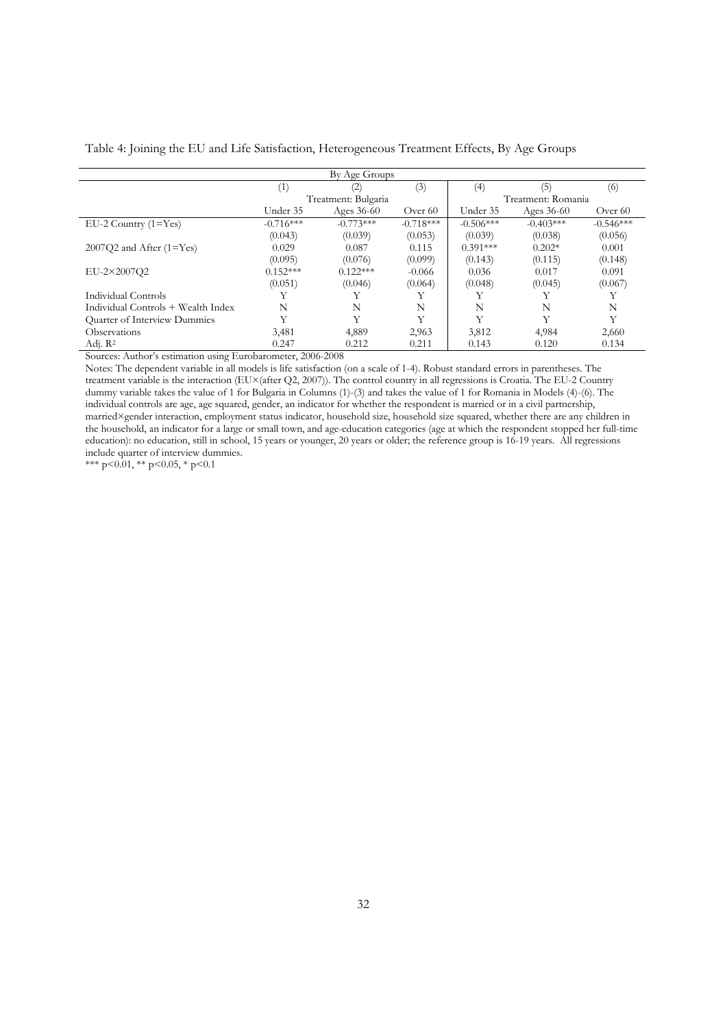Table 4: Joining the EU and Life Satisfaction, Heterogeneous Treatment Effects, By Age Groups

| By Age Groups | | | | | | |
|---|---|---|---|---|---|---|
| | (1) | (2) | (3) | (4) | (5) | (6) |
| | Treatment: Bulgaria | | | Treatment: Romania | | |
| | Under 35 | Ages 36-60 | Over 60 | Under 35 | Ages 36-60 | Over 60 |
| EU-2 Country (1=Yes) | -0.716*** | -0.773*** | -0.718*** | -0.506*** | -0.403*** | -0.546*** |
| | (0.043) | (0.039) | (0.053) | (0.039) | (0.038) | (0.056) |
| 2007Q2 and After (1=Yes) | 0.029 | 0.087 | 0.115 | 0.391*** | 0.202* | 0.001 |
| | (0.095) | (0.076) | (0.099) | (0.143) | (0.115) | (0.148) |
| EU-2×2007Q2 | 0.152*** | 0.122*** | -0.066 | 0.036 | 0.017 | 0.091 |
| | (0.051) | (0.046) | (0.064) | (0.048) | (0.045) | (0.067) |
| Individual Controls | Y | Y | Y | Y | Y | Y |
| Individual Controls + Wealth Index | N | N | N | N | N | N |
| Quarter of Interview Dummies | Y | Y | Y | Y | Y | Y |
| Observations | 3,481 | 4,889 | 2,963 | 3,812 | 4,984 | 2,660 |
| Adj. $R^2$ | 0.247 | 0.212 | 0.211 | 0.143 | 0.120 | 0.134 |

Sources: Author's estimation using Eurobarometer, 2006-2008

Notes: The dependent variable in all models is life satisfaction (on a scale of 1-4). Robust standard errors in parentheses. The treatment variable is the interaction (EU×(after Q2, 2007)). The control country in all regressions is Croatia. The EU-2 Country dummy variable takes the value of 1 for Bulgaria in Columns (1)-(3) and takes the value of 1 for Romania in Models (4)-(6). The individual controls are age, age squared, gender, an indicator for whether the respondent is married or in a civil partnership, married×gender interaction, employment status indicator, household size, household size squared, whether there are any children in the household, an indicator for a large or small town, and age-education categories (age at which the respondent stopped her full-time education): no education, still in school, 15 years or younger, 20 years or older; the reference group is 16-19 years. All regressions include quarter of interview dummies.

*** $p<0.01$, ** $p<0.05$, * $p<0.1$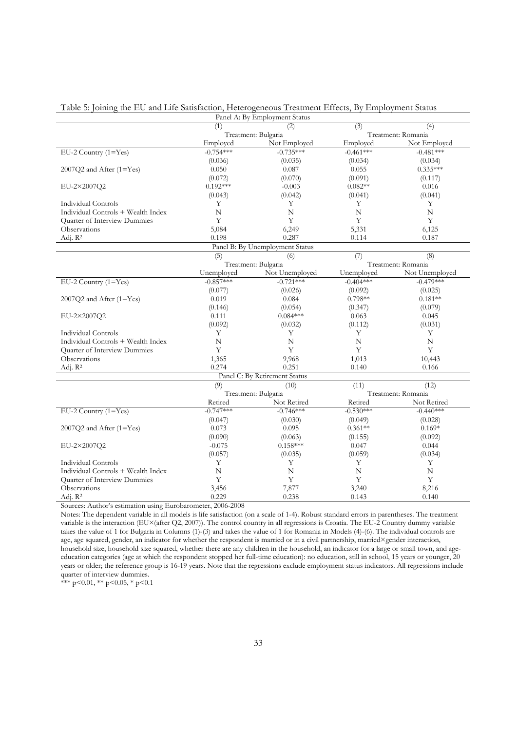Table 5: Joining the EU and Life Satisfaction, Heterogeneous Treatment Effects, By Employment Status

| Panel A: By Employment Status | | | | |
|---|---|---|---|---|
| | (1) | (2) | (3) | (4) |
| | Treatment: Bulgaria | | Treatment: Romania | |
| | Employed | Not Employed | Employed | Not Employed |
| EU-2 Country (1=Yes) | -0.754*** | -0.735*** | -0.461*** | -0.481*** |
| | (0.036) | (0.035) | (0.034) | (0.034) |
| 2007Q2 and After (1=Yes) | 0.050 | 0.087 | 0.055 | 0.335*** |
| | (0.072) | (0.070) | (0.091) | (0.117) |
| EU-2×2007Q2 | 0.192*** | -0.003 | 0.082** | 0.016 |
| | (0.043) | (0.042) | (0.041) | (0.041) |
| Individual Controls | Y | Y | Y | Y |
| Individual Controls + Wealth Index | N | N | N | N |
| Quarter of Interview Dummies | Y | Y | Y | Y |
| Observations | 5,084 | 6,249 | 5,331 | 6,125 |
| Adj. $R^2$ | 0.198 | 0.287 | 0.114 | 0.187 |
| **Panel B: By Unemployment Status** | | | | |
| | (5) | (6) | (7) | (8) |
| | Treatment: Bulgaria | | Treatment: Romania | |
| | Unemployed | Not Unemployed | Unemployed | Not Unemployed |
| EU-2 Country (1=Yes) | -0.857*** | -0.721*** | -0.404*** | -0.479*** |
| | (0.077) | (0.026) | (0.092) | (0.025) |
| 2007Q2 and After (1=Yes) | 0.019 | 0.084 | 0.798** | 0.181** |
| | (0.146) | (0.054) | (0.347) | (0.079) |
| EU-2×2007Q2 | 0.111 | 0.084*** | 0.063 | 0.045 |
| | (0.092) | (0.032) | (0.112) | (0.031) |
| Individual Controls | Y | Y | Y | Y |
| Individual Controls + Wealth Index | N | N | N | N |
| Quarter of Interview Dummies | Y | Y | Y | Y |
| Observations | 1,365 | 9,968 | 1,013 | 10,443 |
| Adj. $R^2$ | 0.274 | 0.251 | 0.140 | 0.166 |
| **Panel C: By Retirement Status** | | | | |
| | (9) | (10) | (11) | (12) |
| | Treatment: Bulgaria | | Treatment: Romania | |
| | Retired | Not Retired | Retired | Not Retired |
| EU-2 Country (1=Yes) | -0.747*** | -0.746*** | -0.530*** | -0.440*** |
| | (0.047) | (0.030) | (0.049) | (0.028) |
| 2007Q2 and After (1=Yes) | 0.073 | 0.095 | 0.361** | 0.169* |
| | (0.090) | (0.063) | (0.155) | (0.092) |
| EU-2×2007Q2 | -0.075 | 0.158*** | 0.047 | 0.044 |
| | (0.057) | (0.035) | (0.059) | (0.034) |
| Individual Controls | Y | Y | Y | Y |
| Individual Controls + Wealth Index | N | N | N | N |
| Quarter of Interview Dummies | Y | Y | Y | Y |
| Observations | 3,456 | 7,877 | 3,240 | 8,216 |
| Adj. $R^2$ | 0.229 | 0.238 | 0.143 | 0.140 |

Sources: Author's estimation using Eurobarometer, 2006-2008

Notes: The dependent variable in all models is life satisfaction (on a scale of 1-4). Robust standard errors in parentheses. The treatment variable is the interaction (EU×(after Q2, 2007)). The control country in all regressions is Croatia. The EU-2 Country dummy variable takes the value of 1 for Bulgaria in Columns (1)-(3) and takes the value of 1 for Romania in Models (4)-(6). The individual controls are age, age squared, gender, an indicator for whether the respondent is married or in a civil partnership, married×gender interaction, household size, household size squared, whether there are any children in the household, an indicator for a large or small town, and age-education categories (age at which the respondent stopped her full-time education): no education, still in school, 15 years or younger, 20 years or older; the reference group is 16-19 years. Note that the regressions exclude employment status indicators. All regressions include quarter of interview dummies.

*** p<0.01, ** p<0.05, * p<0.1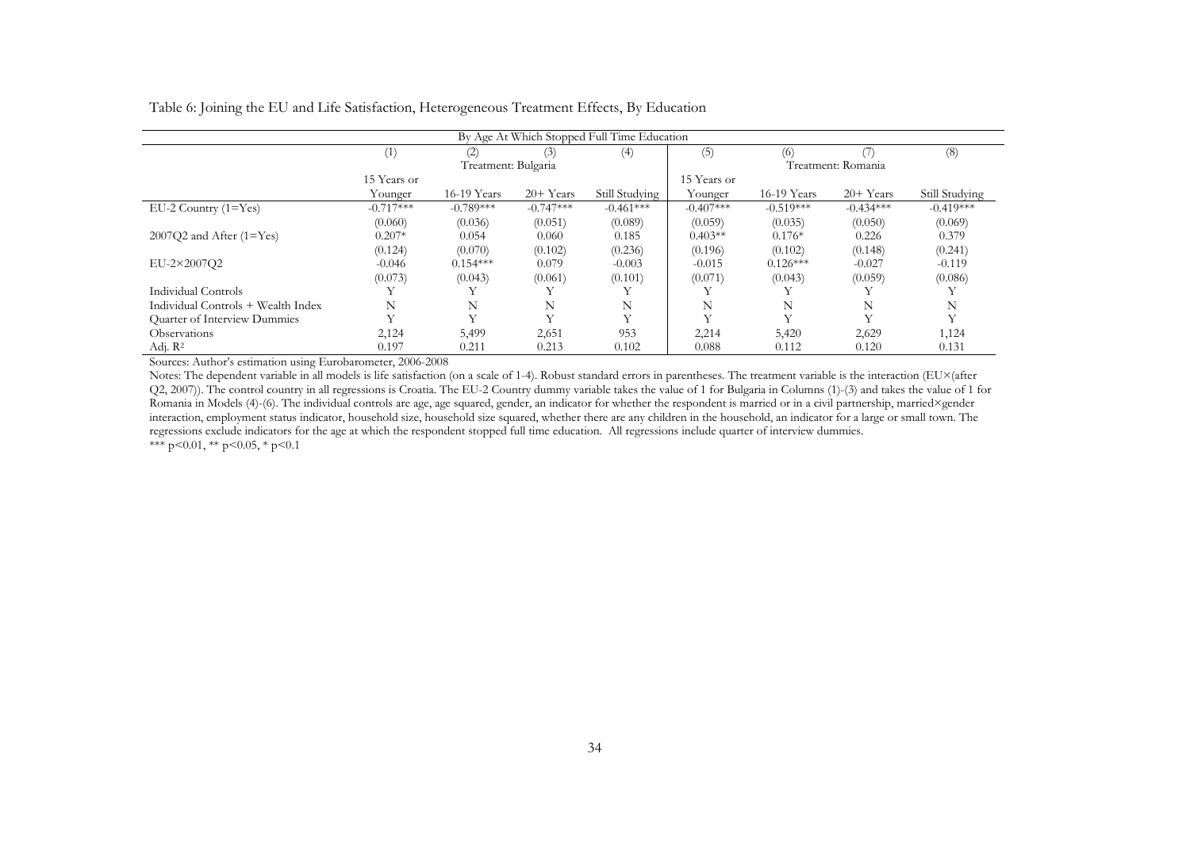Table 6: Joining the EU and Life Satisfaction, Heterogeneous Treatment Effects, By Education

| | By Age At Which Stopped Full Time Education | | | | | | | |
|---|---|---|---|---|---|---|---|---|
| | (1) | (2) | (3) | (4) | (5) | (6) | (7) | (8) |
| | Treatment: Bulgaria | | | | Treatment: Romania | | | |
| | 15 Years or Younger | 16-19 Years | 20+ Years | Still Studying | 15 Years or Younger | 16-19 Years | 20+ Years | Still Studying |
| EU-2 Country (1=Yes) | -0.717*** | -0.789*** | -0.747*** | -0.461*** | -0.407*** | -0.519*** | -0.434*** | -0.419*** |
| | (0.060) | (0.036) | (0.051) | (0.089) | (0.059) | (0.035) | (0.050) | (0.069) |
| 2007Q2 and After (1=Yes) | 0.207* | 0.054 | 0.060 | 0.185 | 0.403** | 0.176* | 0.226 | 0.379 |
| | (0.124) | (0.070) | (0.102) | (0.236) | (0.196) | (0.102) | (0.148) | (0.241) |
| EU-2×2007Q2 | -0.046 | 0.154*** | 0.079 | -0.003 | -0.015 | 0.126*** | -0.027 | -0.119 |
| | (0.073) | (0.043) | (0.061) | (0.101) | (0.071) | (0.043) | (0.059) | (0.086) |
| Individual Controls | Y | Y | Y | Y | Y | Y | Y | Y |
| Individual Controls + Wealth Index | N | N | N | N | N | N | N | N |
| Quarter of Interview Dummies | Y | Y | Y | Y | Y | Y | Y | Y |
| Observations | 2,124 | 5,499 | 2,651 | 953 | 2,214 | 5,420 | 2,629 | 1,124 |
| Adj. $R^2$ | 0.197 | 0.211 | 0.213 | 0.102 | 0.088 | 0.112 | 0.120 | 0.131 |

Sources: Author's estimation using Eurobarometer, 2006-2008

Notes: The dependent variable in all models is life satisfaction (on a scale of 1-4). Robust standard errors in parentheses. The treatment variable is the interaction (EU×(after Q2, 2007)). The control country in all regressions is Croatia. The EU-2 Country dummy variable takes the value of 1 for Bulgaria in Columns (1)-(3) and takes the value of 1 for Romania in Models (4)-(6). The individual controls are age, age squared, gender, an indicator for whether the respondent is married or in a civil partnership, married×gender interaction, employment status indicator, household size, household size squared, whether there are any children in the household, an indicator for a large or small town. The regressions exclude indicators for the age at which the respondent stopped full time education. All regressions include quarter of interview dummies.

*** $p<0.01$, ** $p<0.05$, * $p<0.1$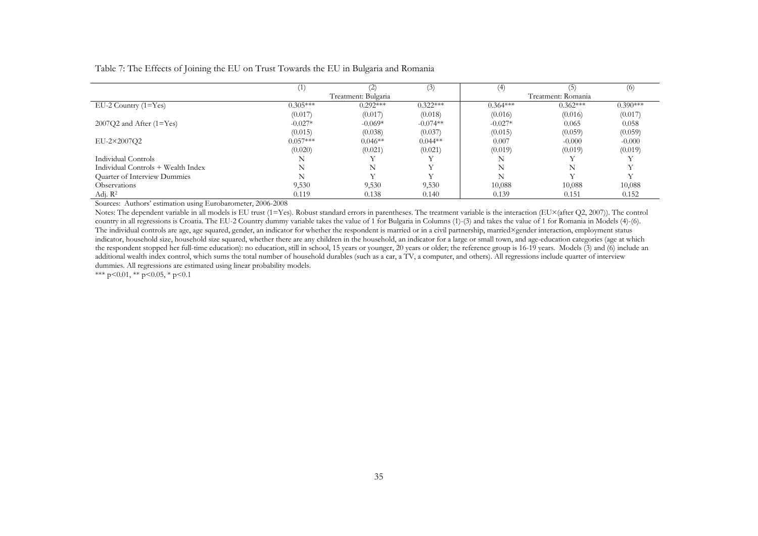Table 7: The Effects of Joining the EU on Trust Towards the EU in Bulgaria and Romania

| | (1) | (2) | (3) | (4) | (5) | (6) |
|---|---|---|---|---|---|---|
| | Treatment: Bulgaria | | | Treatment: Romania | | |
| EU-2 Country (1=Yes) | 0.305*** | 0.292*** | 0.322*** | 0.364*** | 0.362*** | 0.390*** |
| | (0.017) | (0.017) | (0.018) | (0.016) | (0.016) | (0.017) |
| 2007Q2 and After (1=Yes) | -0.027* | -0.069* | -0.074** | -0.027* | 0.065 | 0.058 |
| | (0.015) | (0.038) | (0.037) | (0.015) | (0.059) | (0.059) |
| EU-2×2007Q2 | 0.057*** | 0.046** | 0.044** | 0.007 | -0.000 | -0.000 |
| | (0.020) | (0.021) | (0.021) | (0.019) | (0.019) | (0.019) |
| Individual Controls | N | Y | Y | N | Y | Y |
| Individual Controls + Wealth Index | N | N | Y | N | N | Y |
| Quarter of Interview Dummies | N | Y | Y | N | Y | Y |
| Observations | 9,530 | 9,530 | 9,530 | 10,088 | 10,088 | 10,088 |
| Adj. $R^2$ | 0.119 | 0.138 | 0.140 | 0.139 | 0.151 | 0.152 |

Sources: Authors' estimation using Eurobarometer, 2006-2008

Notes: The dependent variable in all models is EU trust (1=Yes). Robust standard errors in parentheses. The treatment variable is the interaction (EU×(after Q2, 2007)). The control country in all regressions is Croatia. The EU-2 Country dummy variable takes the value of 1 for Bulgaria in Columns (1)-(3) and takes the value of 1 for Romania in Models (4)-(6). The individual controls are age, age squared, gender, an indicator for whether the respondent is married or in a civil partnership, married×gender interaction, employment status indicator, household size, household size squared, whether there are any children in the household, an indicator for a large or small town, and age-education categories (age at which the respondent stopped her full-time education): no education, still in school, 15 years or younger, 20 years or older; the reference group is 16-19 years. Models (3) and (6) include an additional wealth index control, which sums the total number of household durables (such as a car, a TV, a computer, and others). All regressions include quarter of interview dummies. All regressions are estimated using linear probability models.

*** p<0.01, ** p<0.05, * p<0.1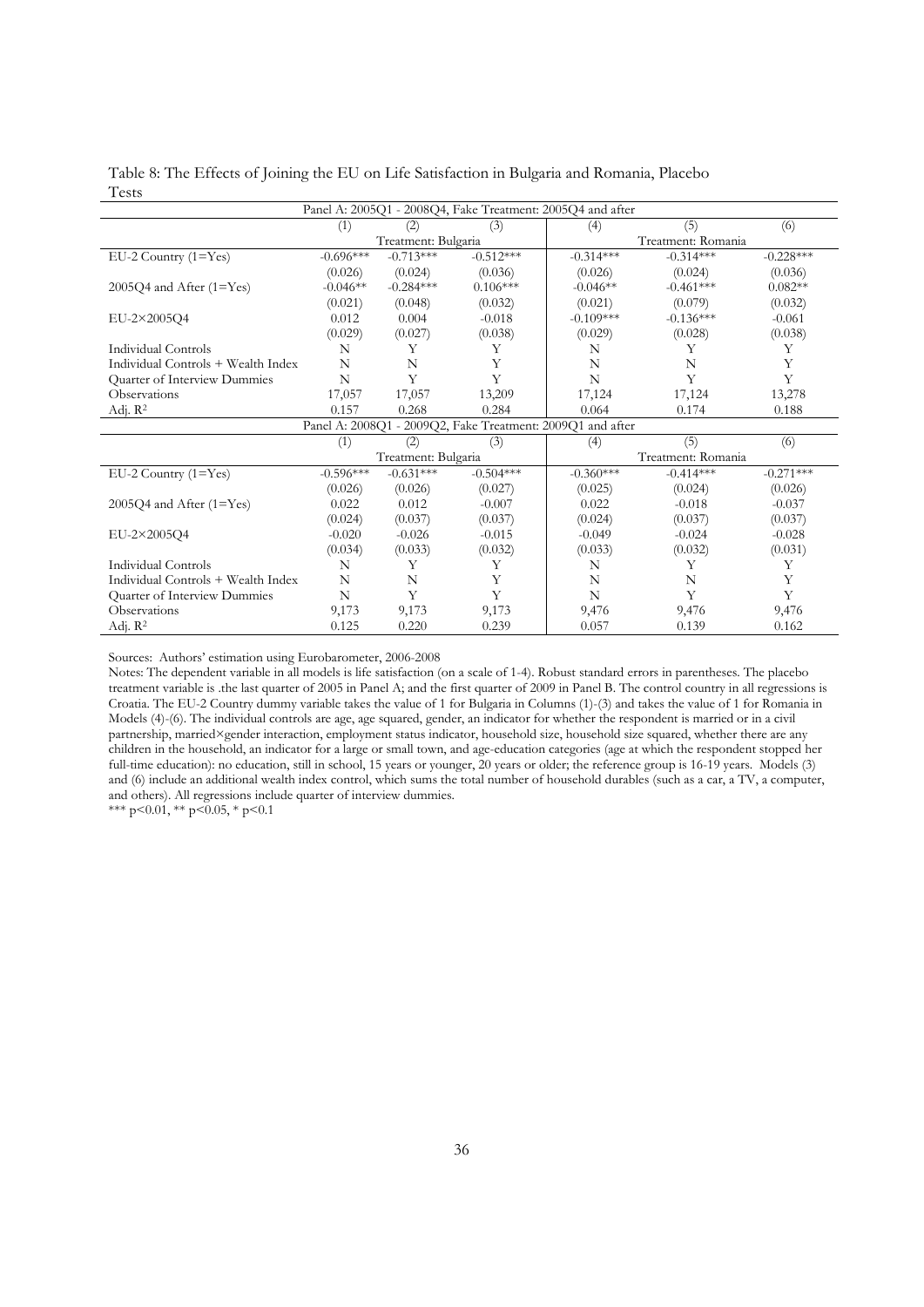Table 8: The Effects of Joining the EU on Life Satisfaction in Bulgaria and Romania, Placebo Tests

| Panel A: 2005Q1 - 2008Q4, Fake Treatment: 2005Q4 and after | | | | | | |
|---|---|---|---|---|---|---|
| | (1) | (2) | (3) | (4) | (5) | (6) |
| | Treatment: Bulgaria | | | Treatment: Romania | | |
| EU-2 Country (1=Yes) | -0.696*** | -0.713*** | -0.512*** | -0.314*** | -0.314*** | -0.228*** |
| | (0.026) | (0.024) | (0.036) | (0.026) | (0.024) | (0.036) |
| 2005Q4 and After (1=Yes) | -0.046** | -0.284*** | 0.106*** | -0.046** | -0.461*** | 0.082** |
| | (0.021) | (0.048) | (0.032) | (0.021) | (0.079) | (0.032) |
| EU-2×2005Q4 | 0.012 | 0.004 | -0.018 | -0.109*** | -0.136*** | -0.061 |
| | (0.029) | (0.027) | (0.038) | (0.029) | (0.028) | (0.038) |
| Individual Controls | N | Y | Y | N | Y | Y |
| Individual Controls + Wealth Index | N | N | Y | N | N | Y |
| Quarter of Interview Dummies | N | Y | Y | N | Y | Y |
| Observations | 17,057 | 17,057 | 13,209 | 17,124 | 17,124 | 13,278 |
| Adj. $R^2$ | 0.157 | 0.268 | 0.284 | 0.064 | 0.174 | 0.188 |
| **Panel A: 2008Q1 - 2009Q2, Fake Treatment: 2009Q1 and after** | | | | | | |
| | (1) | (2) | (3) | (4) | (5) | (6) |
| | Treatment: Bulgaria | | | Treatment: Romania | | |
| EU-2 Country (1=Yes) | -0.596*** | -0.631*** | -0.504*** | -0.360*** | -0.414*** | -0.271*** |
| | (0.026) | (0.026) | (0.027) | (0.025) | (0.024) | (0.026) |
| 2005Q4 and After (1=Yes) | 0.022 | 0.012 | -0.007 | 0.022 | -0.018 | -0.037 |
| | (0.024) | (0.037) | (0.037) | (0.024) | (0.037) | (0.037) |
| EU-2×2005Q4 | -0.020 | -0.026 | -0.015 | -0.049 | -0.024 | -0.028 |
| | (0.034) | (0.033) | (0.032) | (0.033) | (0.032) | (0.031) |
| Individual Controls | N | Y | Y | N | Y | Y |
| Individual Controls + Wealth Index | N | N | Y | N | N | Y |
| Quarter of Interview Dummies | N | Y | Y | N | Y | Y |
| Observations | 9,173 | 9,173 | 9,173 | 9,476 | 9,476 | 9,476 |
| Adj. $R^2$ | 0.125 | 0.220 | 0.239 | 0.057 | 0.139 | 0.162 |

Sources: Authors' estimation using Eurobarometer, 2006-2008

Notes: The dependent variable in all models is life satisfaction (on a scale of 1-4). Robust standard errors in parentheses. The placebo treatment variable is .the last quarter of 2005 in Panel A; and the first quarter of 2009 in Panel B. The control country in all regressions is Croatia. The EU-2 Country dummy variable takes the value of 1 for Bulgaria in Columns (1)-(3) and takes the value of 1 for Romania in Models (4)-(6). The individual controls are age, age squared, gender, an indicator for whether the respondent is married or in a civil partnership, married×gender interaction, employment status indicator, household size, household size squared, whether there are any children in the household, an indicator for a large or small town, and age-education categories (age at which the respondent stopped her full-time education): no education, still in school, 15 years or younger, 20 years or older; the reference group is 16-19 years. Models (3) and (6) include an additional wealth index control, which sums the total number of household durables (such as a car, a TV, a computer, and others). All regressions include quarter of interview dummies.

*** $p<0.01$, ** $p<0.05$, * $p<0.1$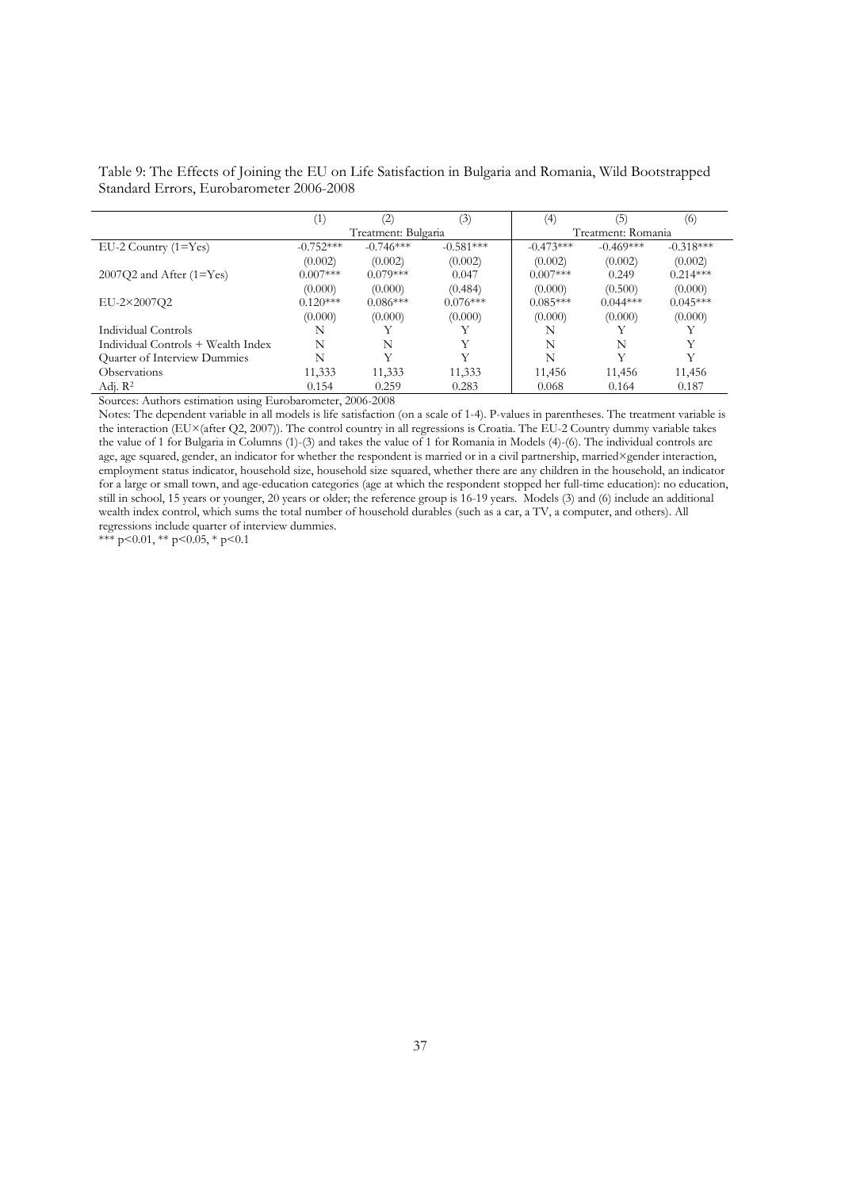Table 9: The Effects of Joining the EU on Life Satisfaction in Bulgaria and Romania, Wild Bootstrapped Standard Errors, Eurobarometer 2006-2008

| | (1) | (2) | (3) | (4) | (5) | (6) |
|---|---|---|---|---|---|---|
| | Treatment: Bulgaria | | | Treatment: Romania | | |
| EU-2 Country (1=Yes) | -0.752*** | -0.746*** | -0.581*** | -0.473*** | -0.469*** | -0.318*** |
| | (0.002) | (0.002) | (0.002) | (0.002) | (0.002) | (0.002) |
| 2007Q2 and After (1=Yes) | 0.007*** | 0.079*** | 0.047 | 0.007*** | 0.249 | 0.214*** |
| | (0.000) | (0.000) | (0.484) | (0.000) | (0.500) | (0.000) |
| EU-2×2007Q2 | 0.120*** | 0.086*** | 0.076*** | 0.085*** | 0.044*** | 0.045*** |
| | (0.000) | (0.000) | (0.000) | (0.000) | (0.000) | (0.000) |
| Individual Controls | N | Y | Y | N | Y | Y |
| Individual Controls + Wealth Index | N | N | Y | N | N | Y |
| Quarter of Interview Dummies | N | Y | Y | N | Y | Y |
| Observations | 11,333 | 11,333 | 11,333 | 11,456 | 11,456 | 11,456 |
| Adj. $R^2$ | 0.154 | 0.259 | 0.283 | 0.068 | 0.164 | 0.187 |

Sources: Authors estimation using Eurobarometer, 2006-2008

Notes: The dependent variable in all models is life satisfaction (on a scale of 1-4). P-values in parentheses. The treatment variable is the interaction (EU×(after Q2, 2007)). The control country in all regressions is Croatia. The EU-2 Country dummy variable takes the value of 1 for Bulgaria in Columns (1)-(3) and takes the value of 1 for Romania in Models (4)-(6). The individual controls are age, age squared, gender, an indicator for whether the respondent is married or in a civil partnership, married×gender interaction, employment status indicator, household size, household size squared, whether there are any children in the household, an indicator for a large or small town, and age-education categories (age at which the respondent stopped her full-time education): no education, still in school, 15 years or younger, 20 years or older; the reference group is 16-19 years. Models (3) and (6) include an additional wealth index control, which sums the total number of household durables (such as a car, a TV, a computer, and others). All regressions include quarter of interview dummies.

*** $p<0.01$, ** $p<0.05$, * $p<0.1$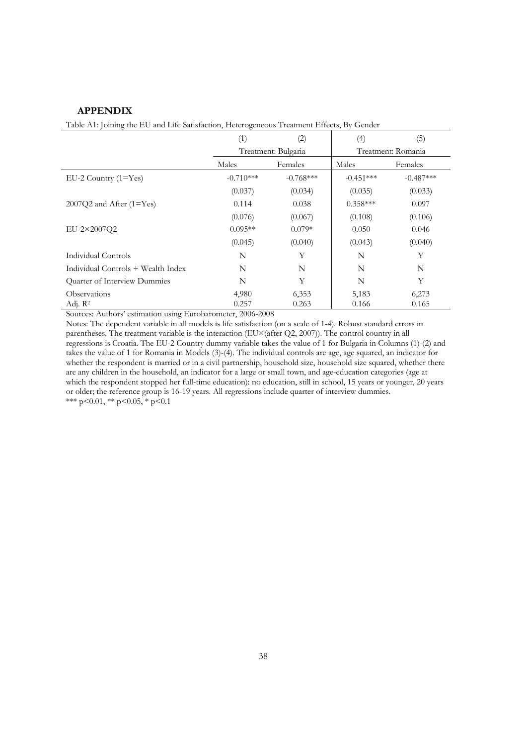## APPENDIX

Table A1: Joining the EU and Life Satisfaction, Heterogeneous Treatment Effects, By Gender

| | (1) | (2) | (4) | (5) |
|---|---|---|---|---|
| | Treatment: Bulgaria | | Treatment: Romania | |
| | Males | Females | Males | Females |
| EU-2 Country (1=Yes) | -0.710*** | -0.768*** | -0.451*** | -0.487*** |
| | (0.037) | (0.034) | (0.035) | (0.033) |
| 2007Q2 and After (1=Yes) | 0.114 | 0.038 | 0.358*** | 0.097 |
| | (0.076) | (0.067) | (0.108) | (0.106) |
| EU-2×2007Q2 | 0.095** | 0.079* | 0.050 | 0.046 |
| | (0.045) | (0.040) | (0.043) | (0.040) |
| Individual Controls | N | Y | N | Y |
| Individual Controls + Wealth Index | N | N | N | N |
| Quarter of Interview Dummies | N | Y | N | Y |
| Observations | 4,980 | 6,353 | 5,183 | 6,273 |
| Adj. $R^2$ | 0.257 | 0.263 | 0.166 | 0.165 |

Sources: Authors' estimation using Eurobarometer, 2006-2008

Notes: The dependent variable in all models is life satisfaction (on a scale of 1-4). Robust standard errors in parentheses. The treatment variable is the interaction (EU×(after Q2, 2007)). The control country in all regressions is Croatia. The EU-2 Country dummy variable takes the value of 1 for Bulgaria in Columns (1)-(2) and takes the value of 1 for Romania in Models (3)-(4). The individual controls are age, age squared, an indicator for whether the respondent is married or in a civil partnership, household size, household size squared, whether there are any children in the household, an indicator for a large or small town, and age-education categories (age at which the respondent stopped her full-time education): no education, still in school, 15 years or younger, 20 years or older; the reference group is 16-19 years. All regressions include quarter of interview dummies.

*** $p<0.01$, ** $p<0.05$, * $p<0.1$